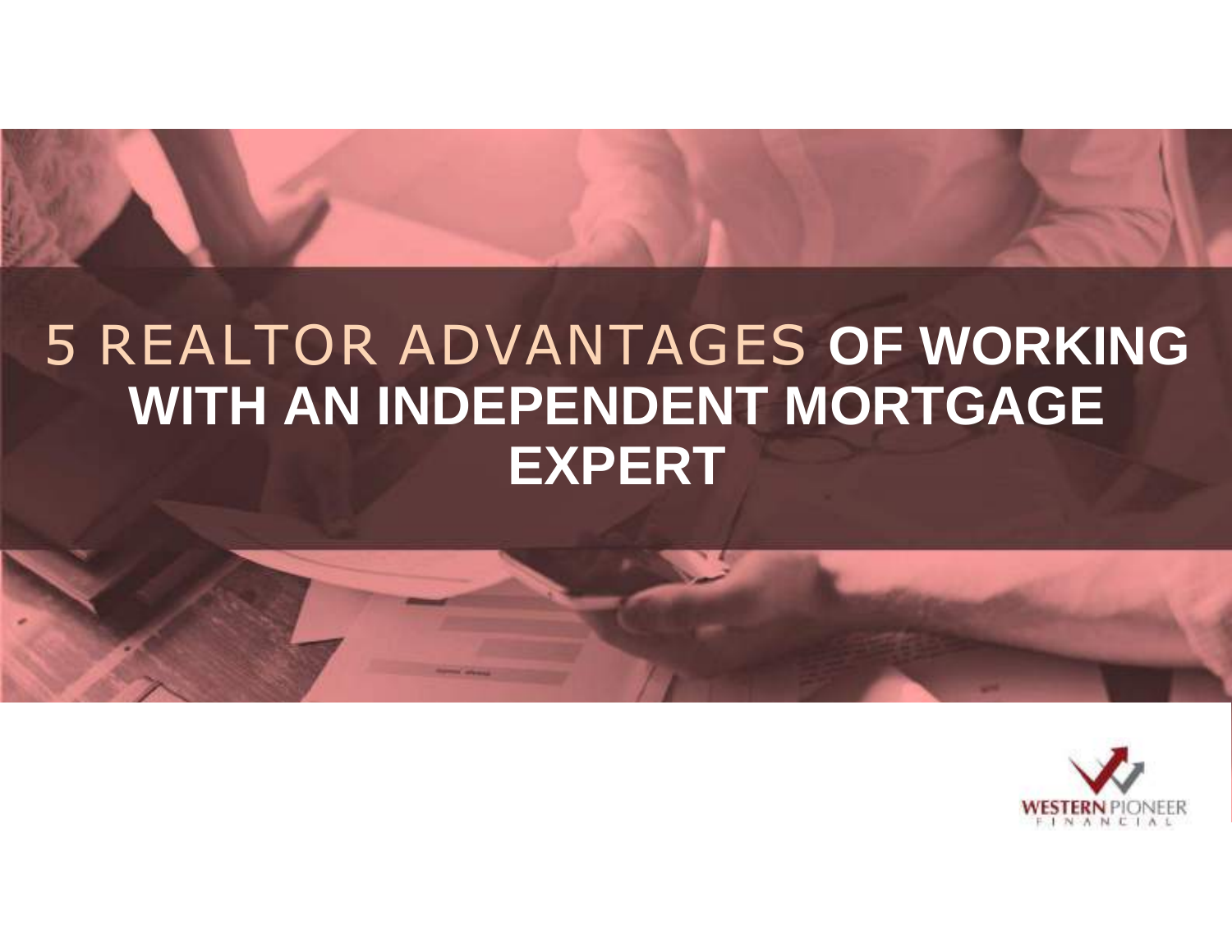# 5 REALTOR ADVANTAGES OF WORKING WITH AN INDEPENDENT MORTGAGE EXPERT

WESTERN PIONEER FINANCIAL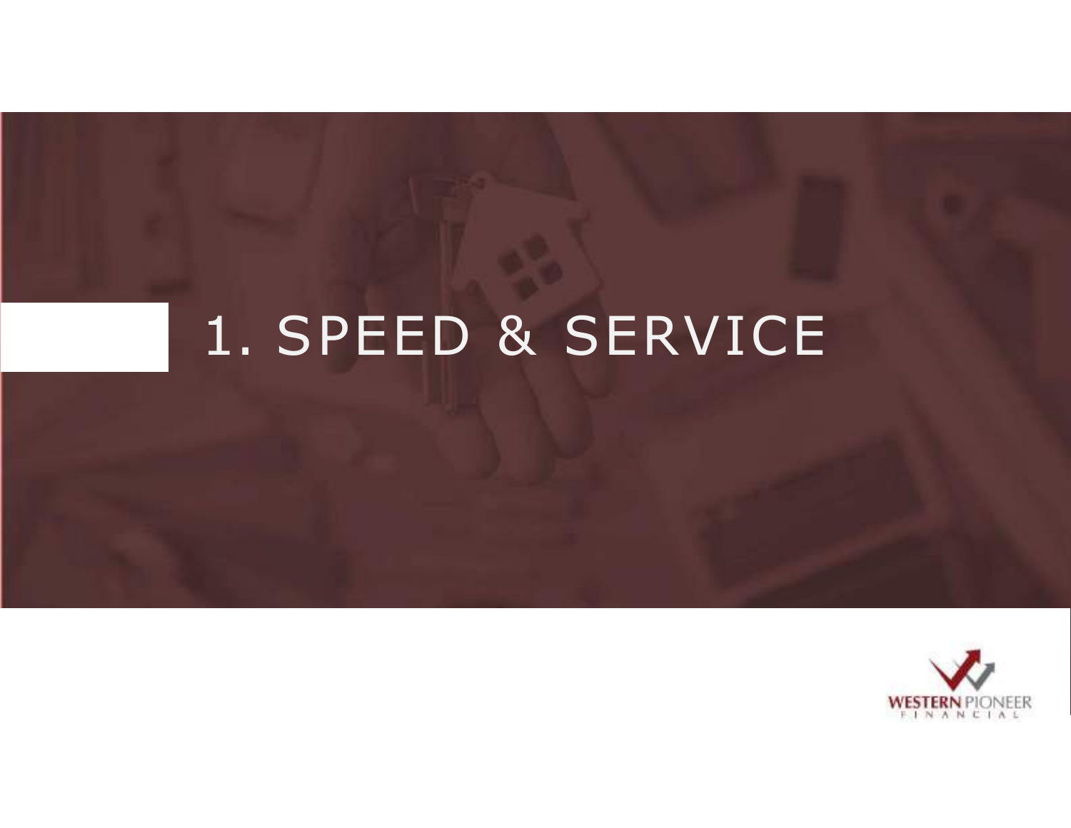# 1. SPEED & SERVICE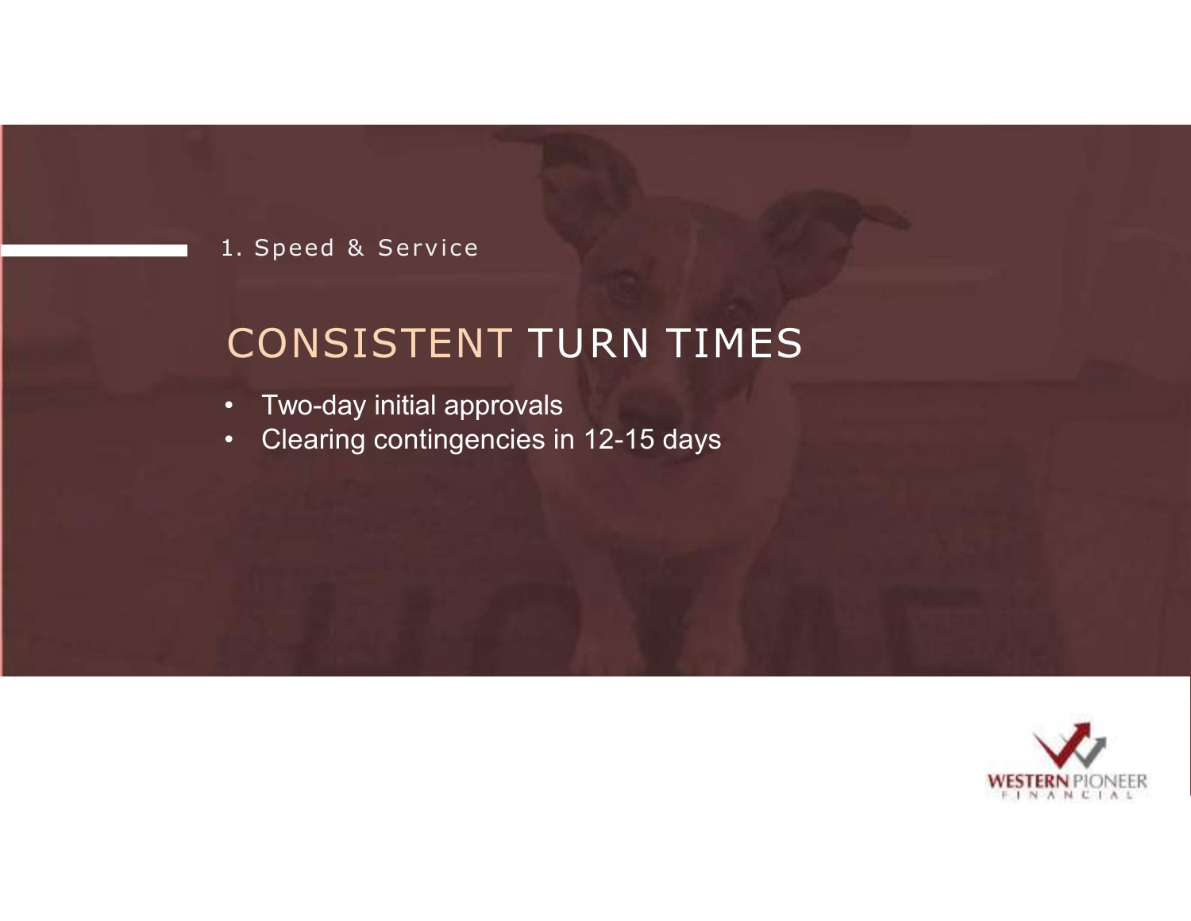1. Speed & Service

# CONSISTENT TURN TIMES

- Two-day initial approvals
- Clearing contingencies in 12-15 days

WESTERN PIONEER FINANCIAL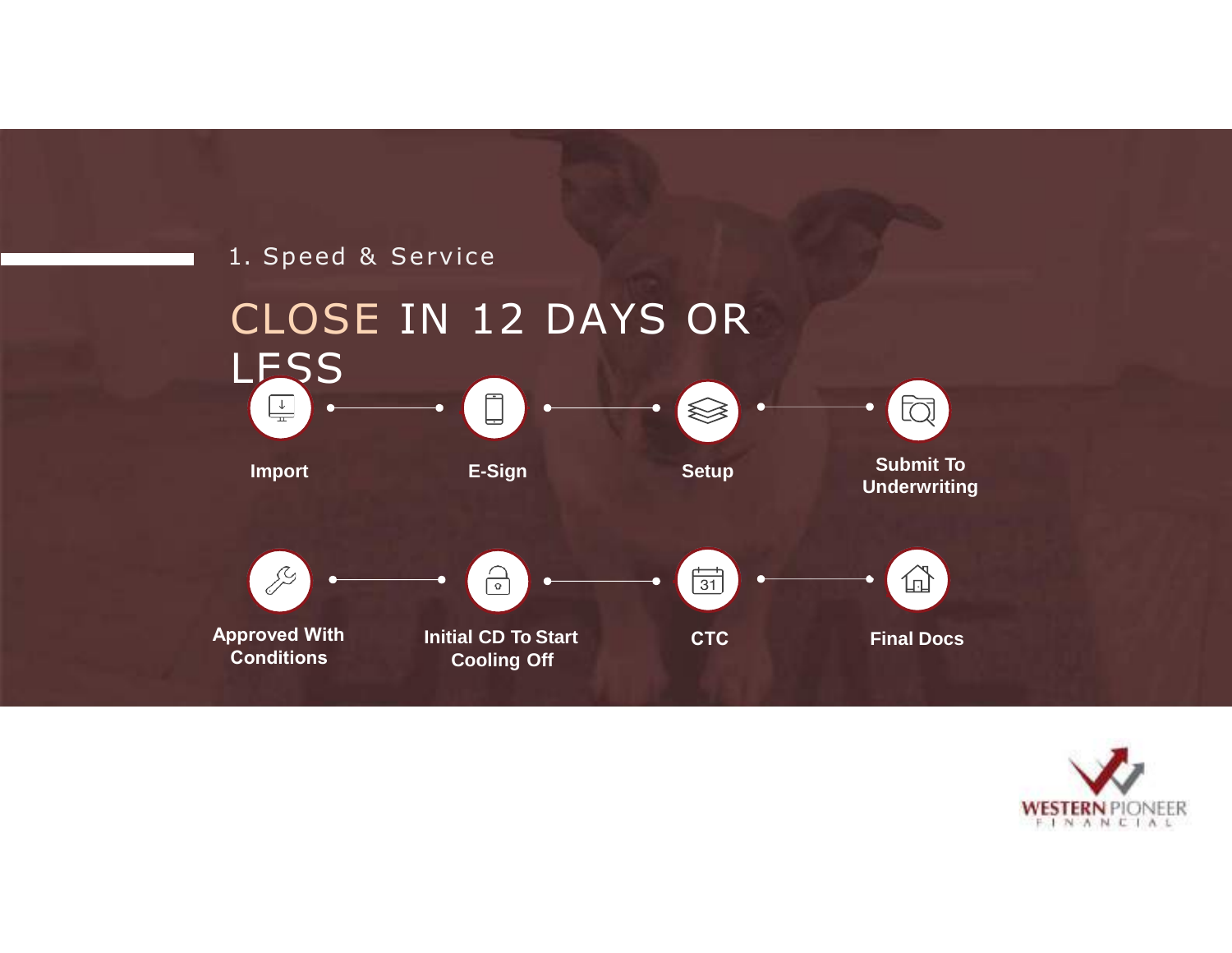1. Speed & Service

# CLOSE IN 12 DAYS OR LESS

1. Import
2. E-Sign
3. Setup
4. Submit To Underwriting
5. Approved With Conditions
6. Initial CD To Start Cooling Off
7. CTC
8. Final Docs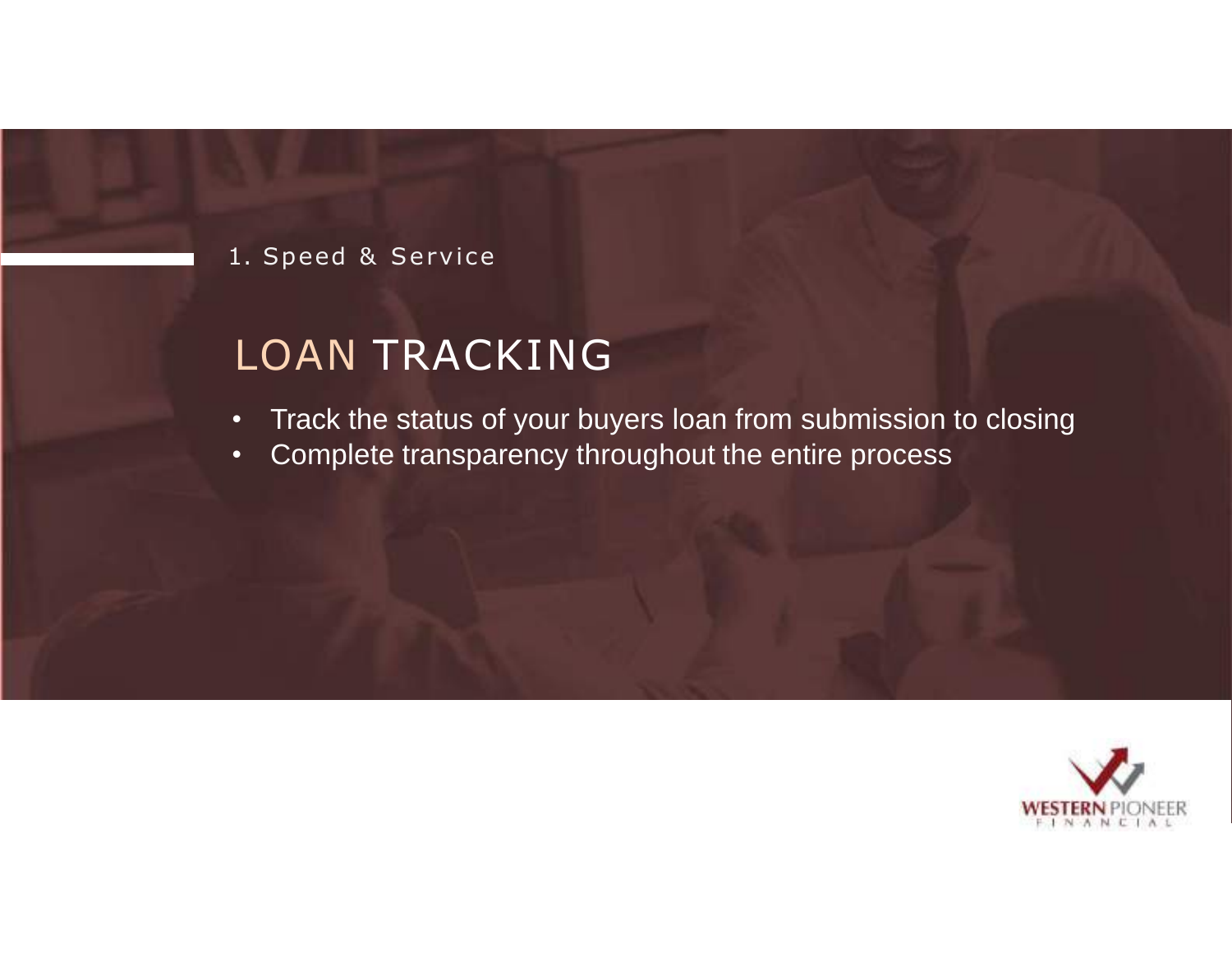1. Speed & Service

# LOAN TRACKING

- Track the status of your buyers loan from submission to closing
- Complete transparency throughout the entire process

WESTERN PIONEER FINANCIAL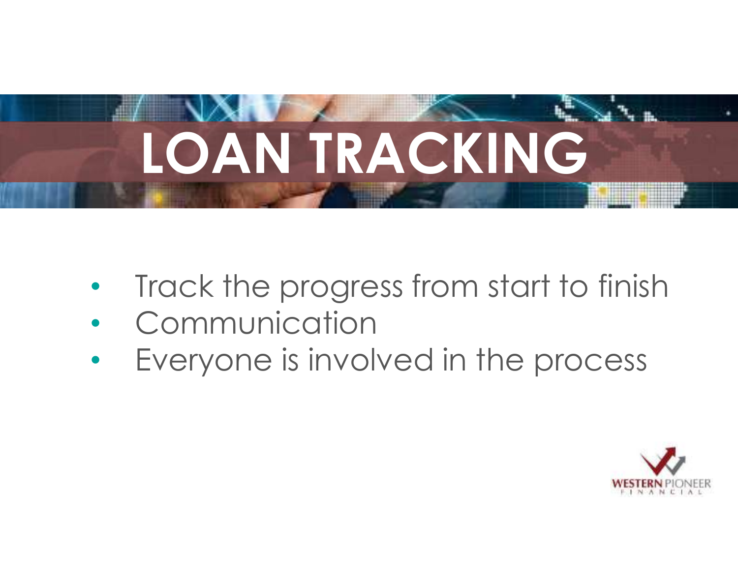# LOAN TRACKING

- Track the progress from start to finish
- Communication
- Everyone is involved in the process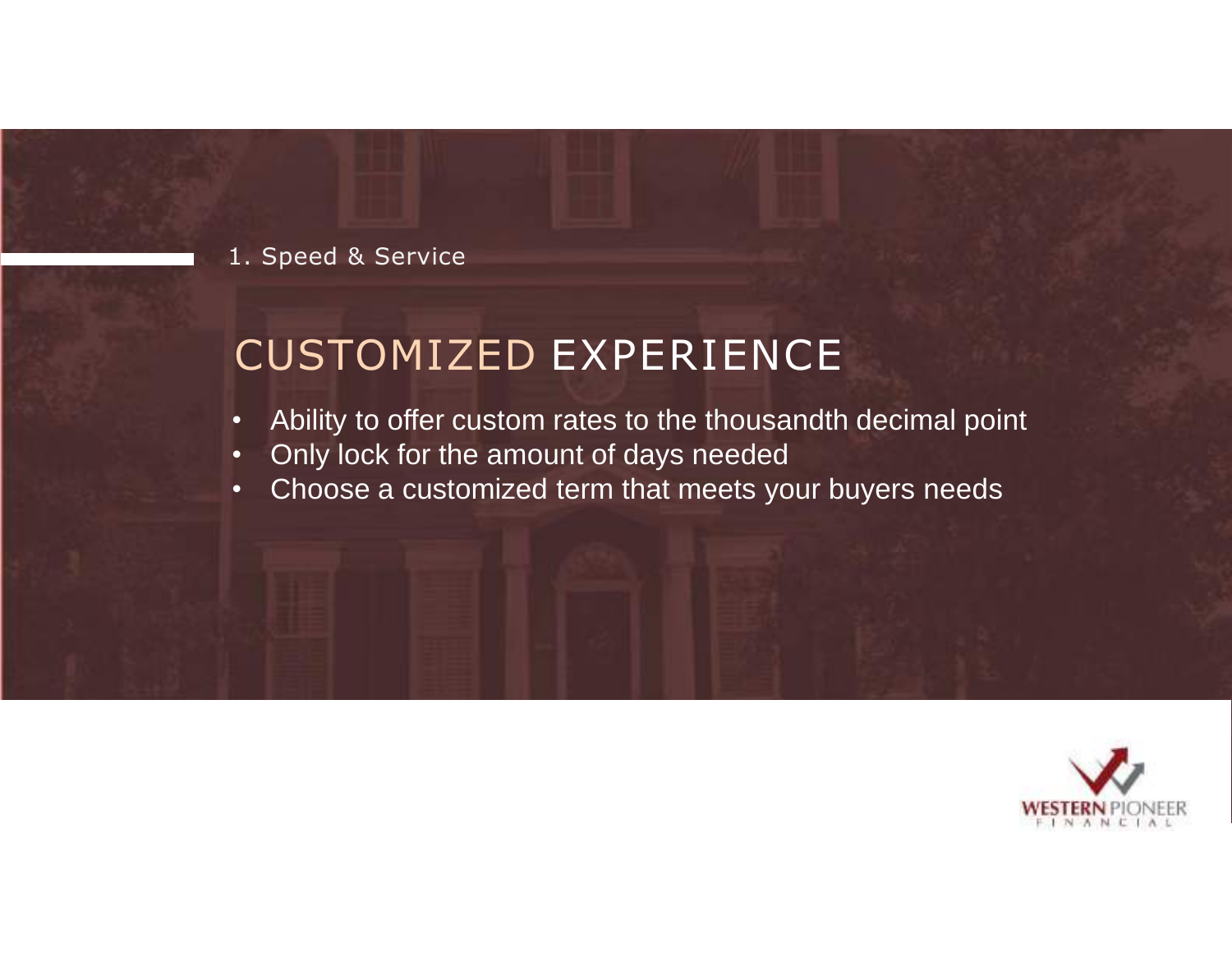1. Speed & Service

# CUSTOMIZED EXPERIENCE

- Ability to offer custom rates to the thousandth decimal point
- Only lock for the amount of days needed
- Choose a customized term that meets your buyers needs

WESTERN PIONEER FINANCIAL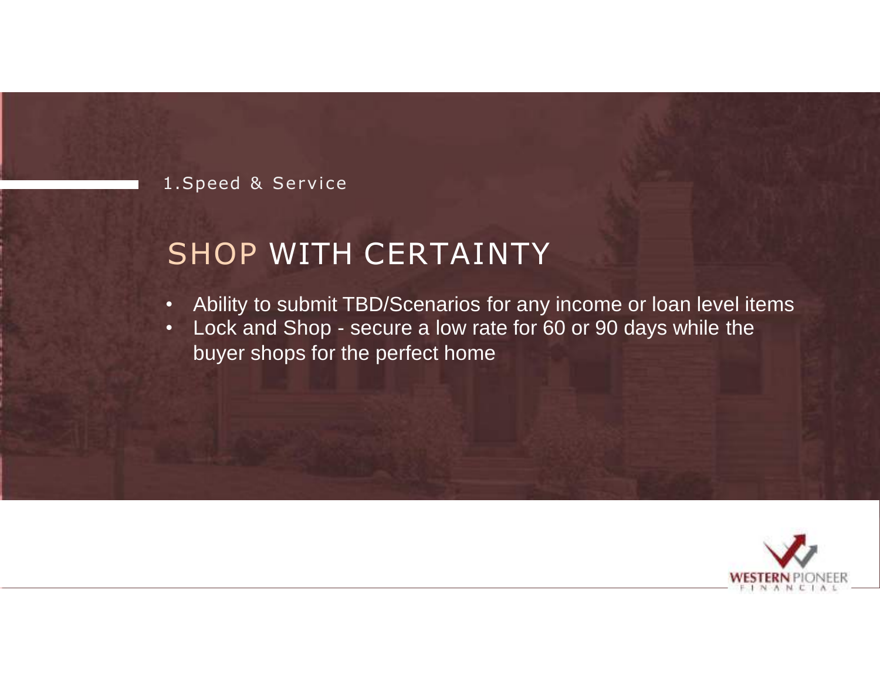1.Speed & Service

# SHOP WITH CERTAINTY

- Ability to submit TBD/Scenarios for any income or loan level items
- Lock and Shop - secure a low rate for 60 or 90 days while the buyer shops for the perfect home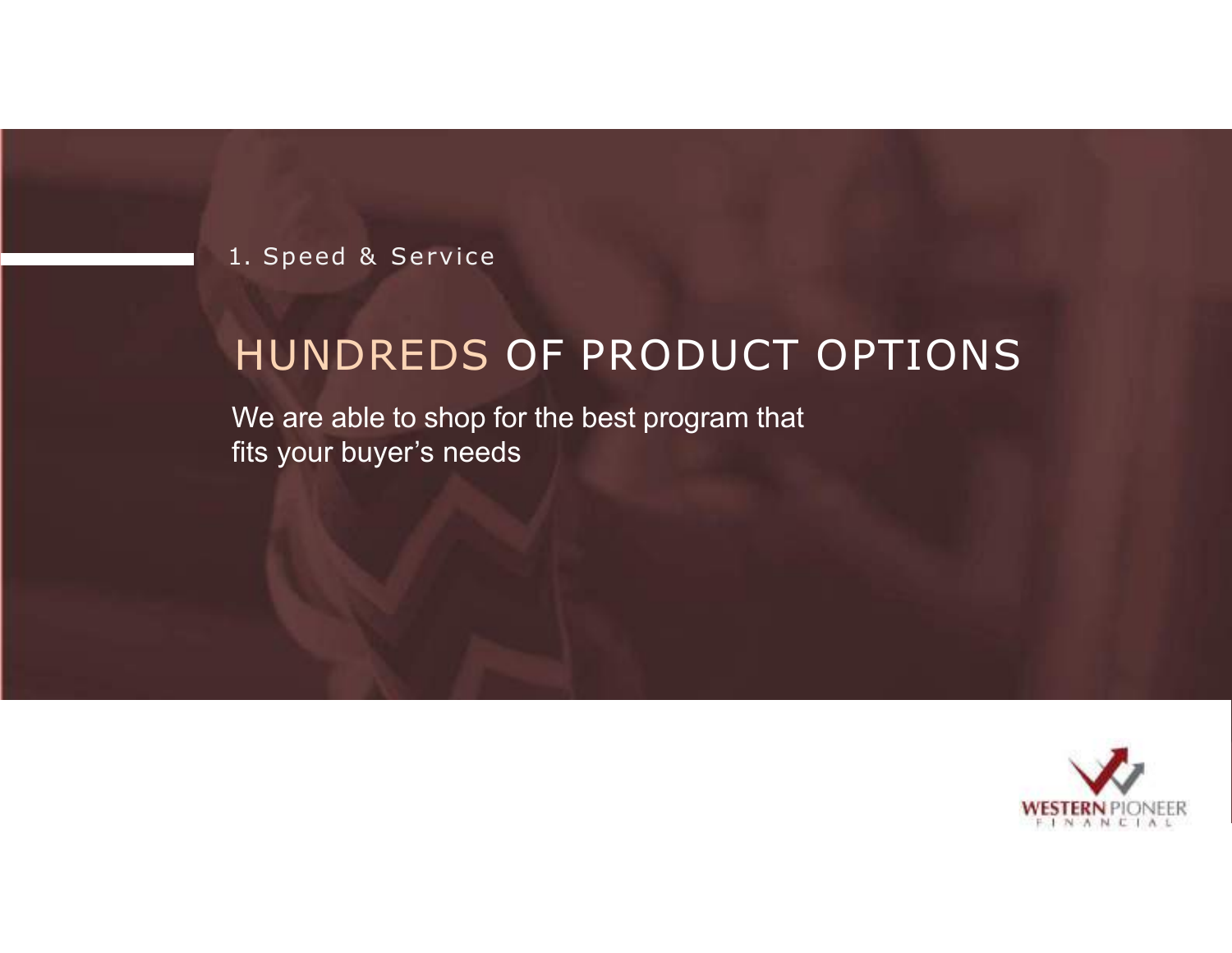1. Speed & Service

# HUNDREDS OF PRODUCT OPTIONS

We are able to shop for the best program that fits your buyer's needs

WESTERN PIONEER FINANCIAL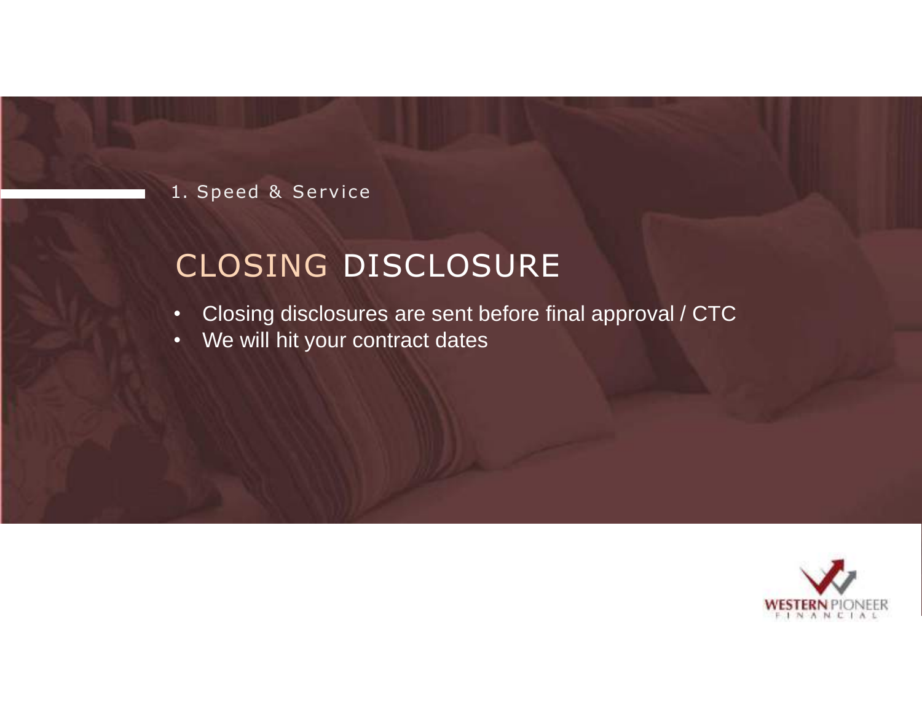1. Speed & Service

# CLOSING DISCLOSURE

- Closing disclosures are sent before final approval / CTC
- We will hit your contract dates

WESTERN PIONEER FINANCIAL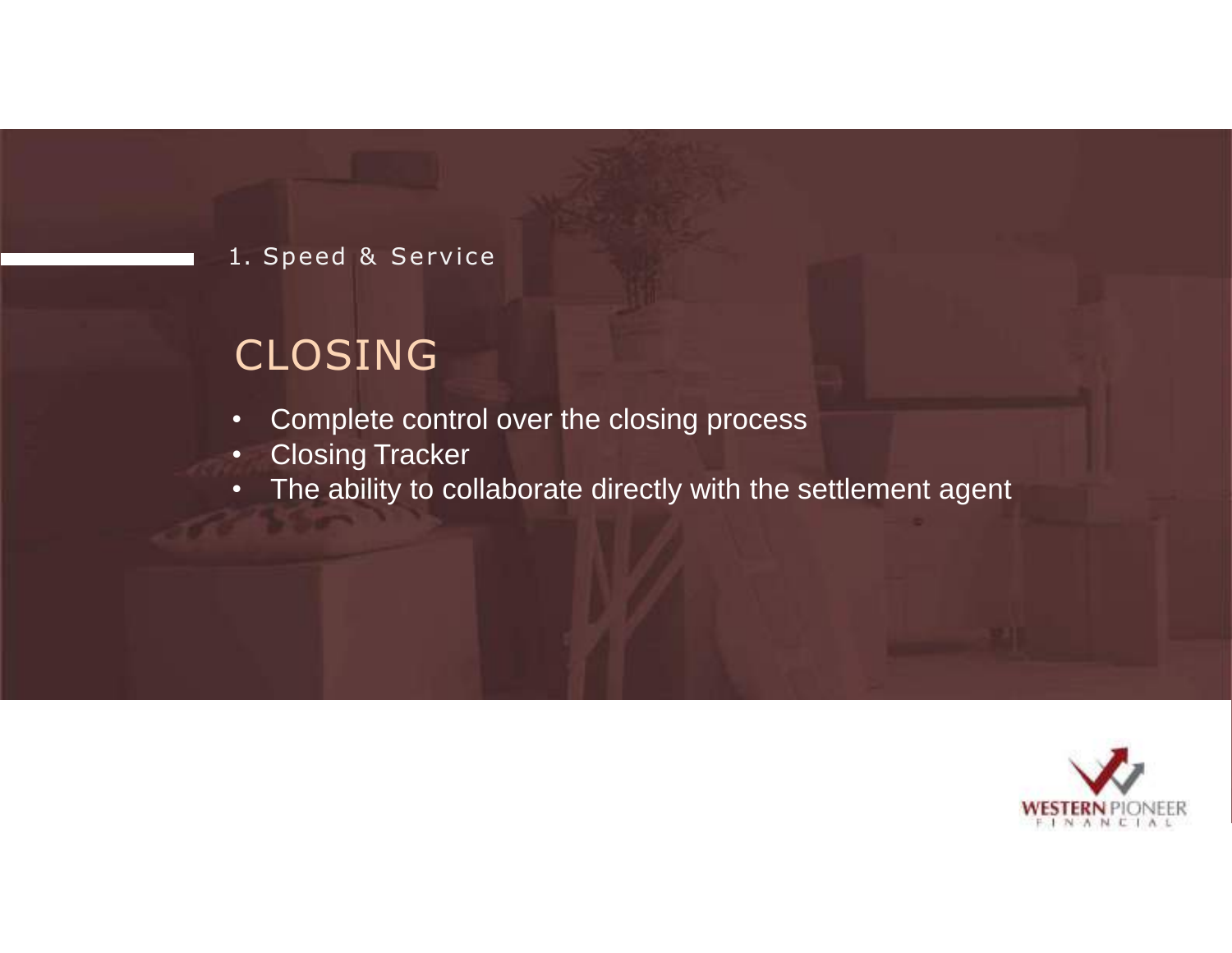1. Speed & Service

# CLOSING

- Complete control over the closing process
- Closing Tracker
- The ability to collaborate directly with the settlement agent

WESTERN PIONEER FINANCIAL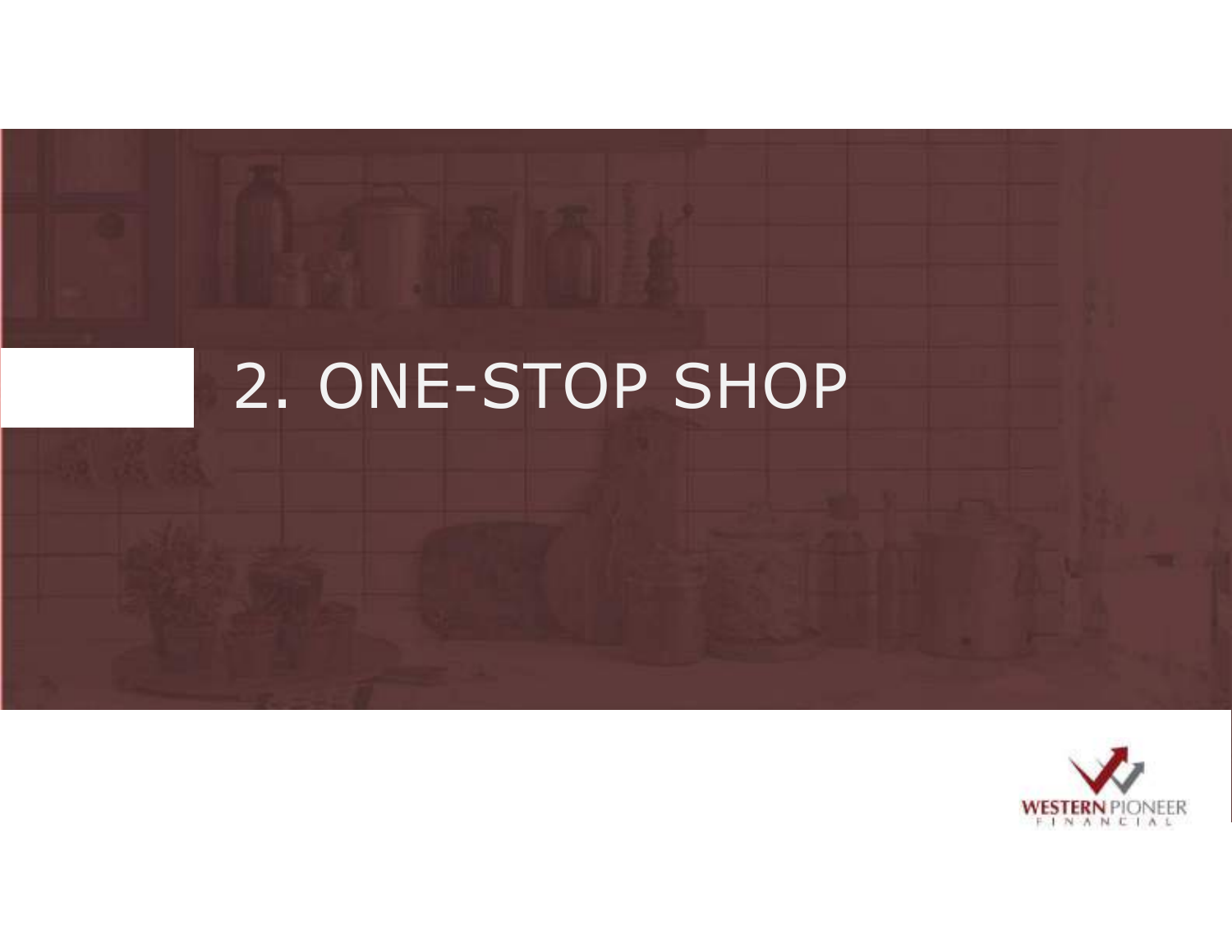# 2. ONE-STOP SHOP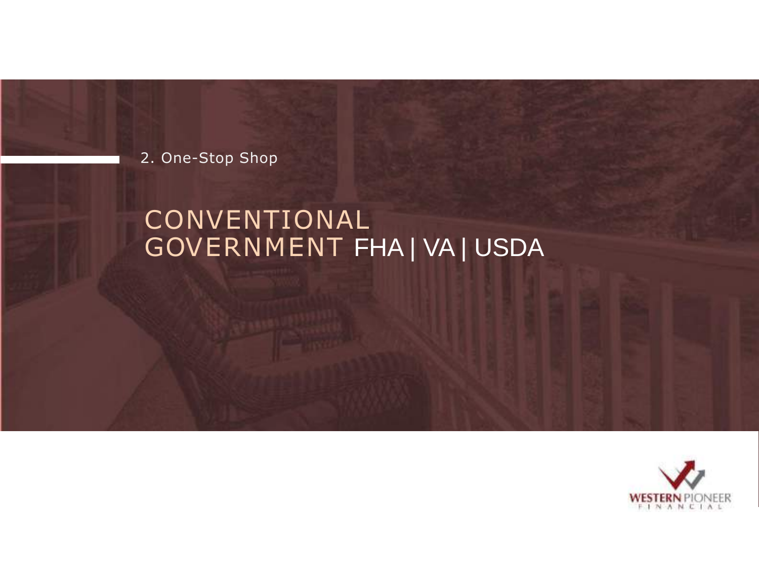2. One-Stop Shop

# CONVENTIONAL
# GOVERNMENT FHA | VA | USDA

WESTERN PIONEER FINANCIAL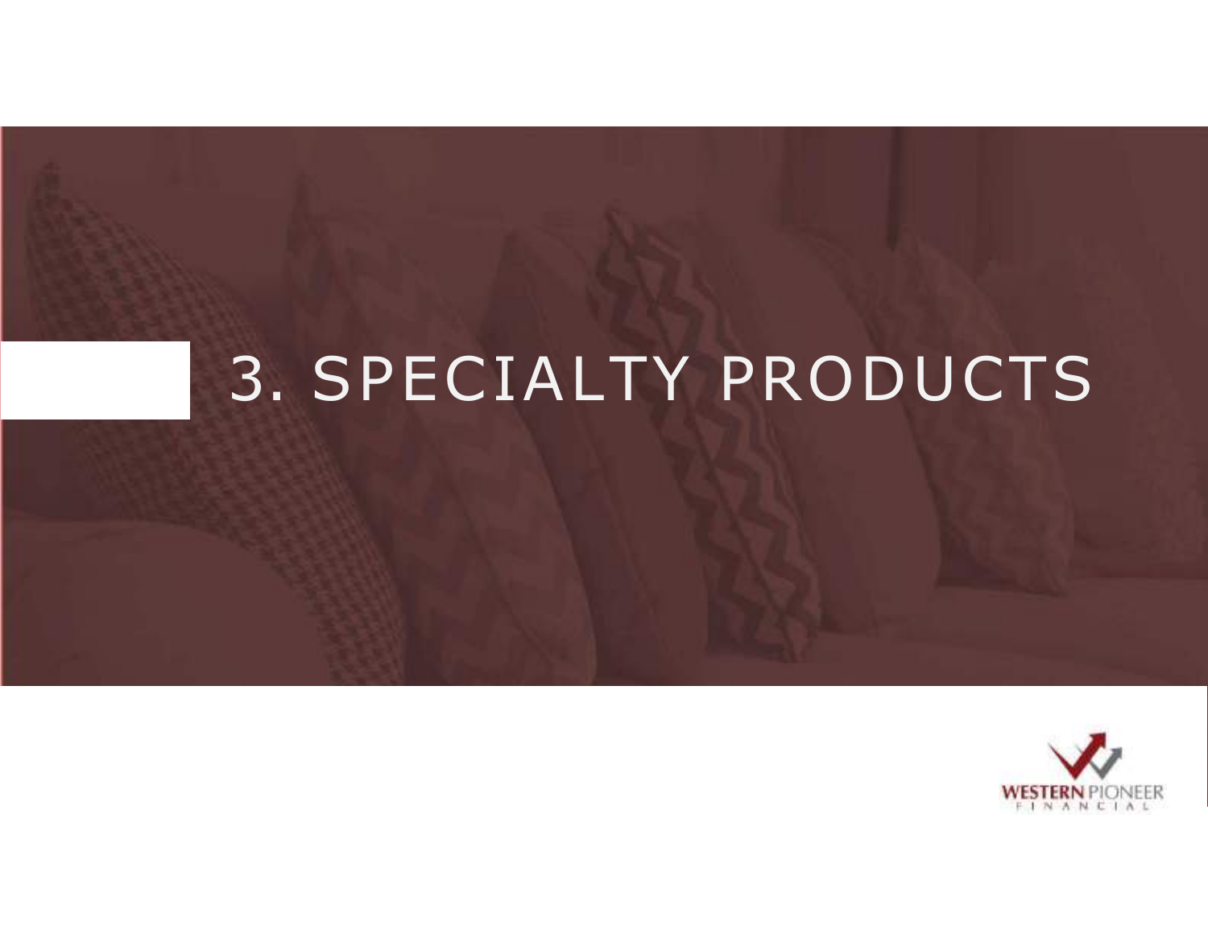# 3. SPECIALTY PRODUCTS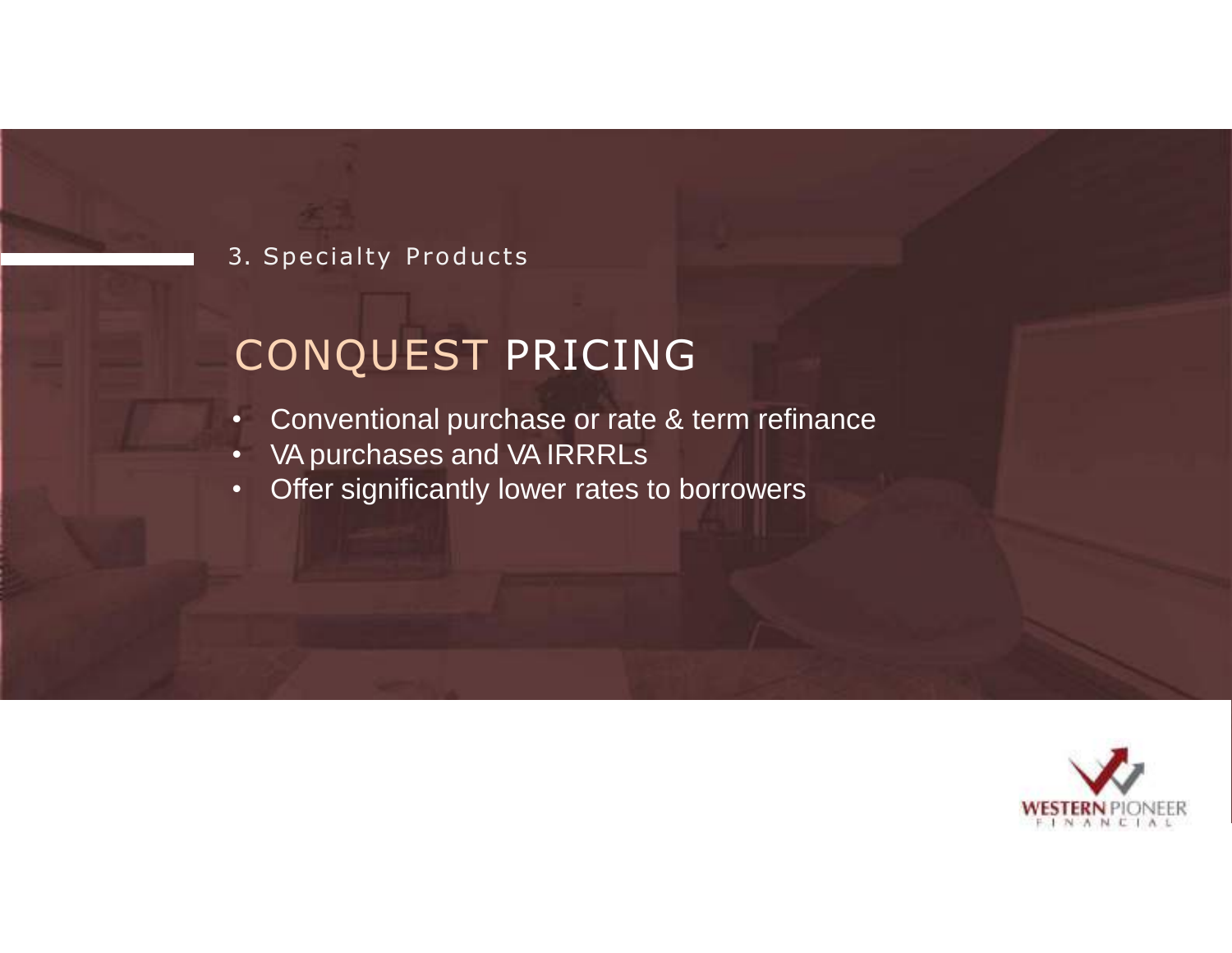3. Specialty Products

# CONQUEST PRICING

- Conventional purchase or rate & term refinance
- VA purchases and VA IRRRLs
- Offer significantly lower rates to borrowers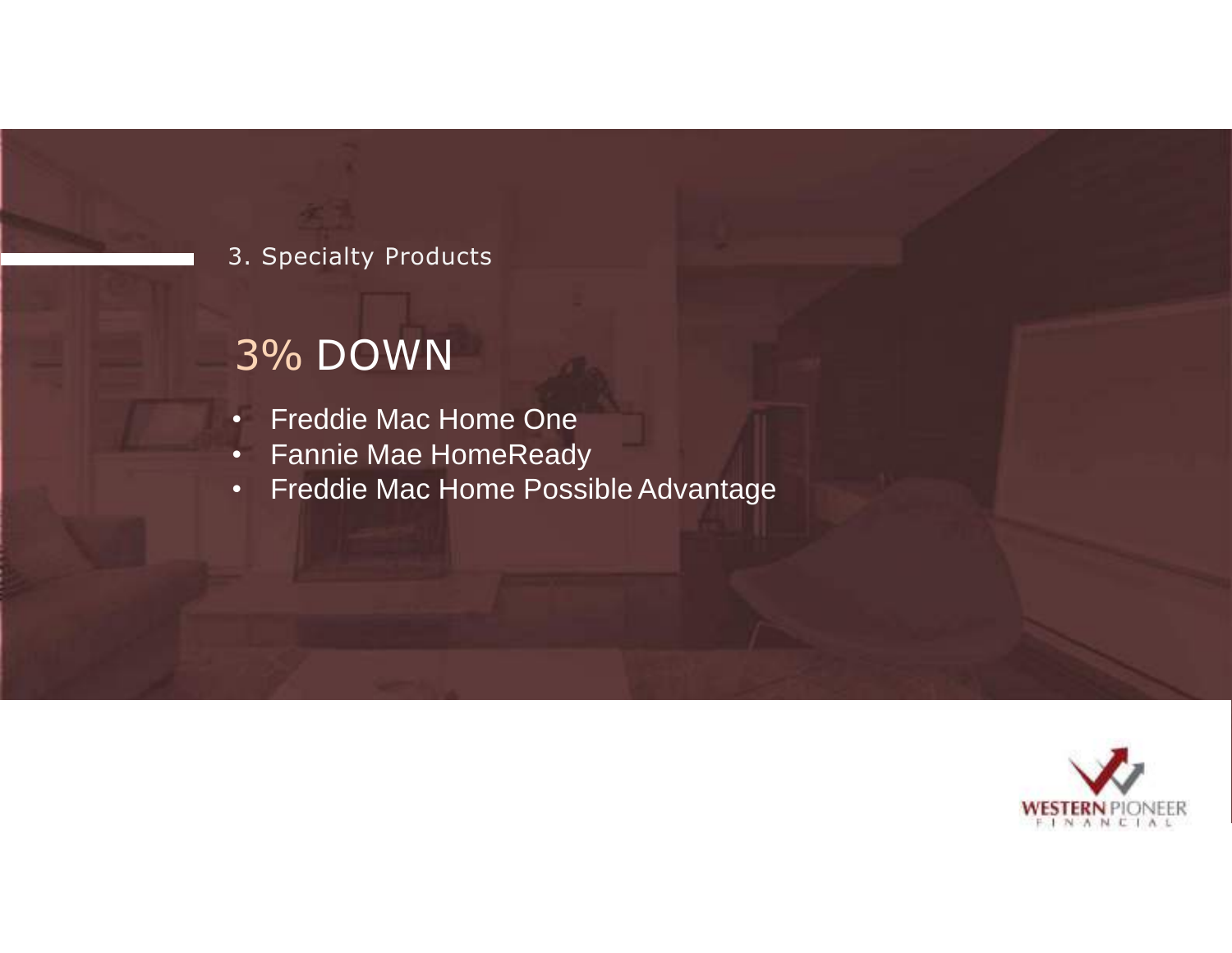3. Specialty Products

# 3% DOWN

- Freddie Mac Home One
- Fannie Mae HomeReady
- Freddie Mac Home Possible Advantage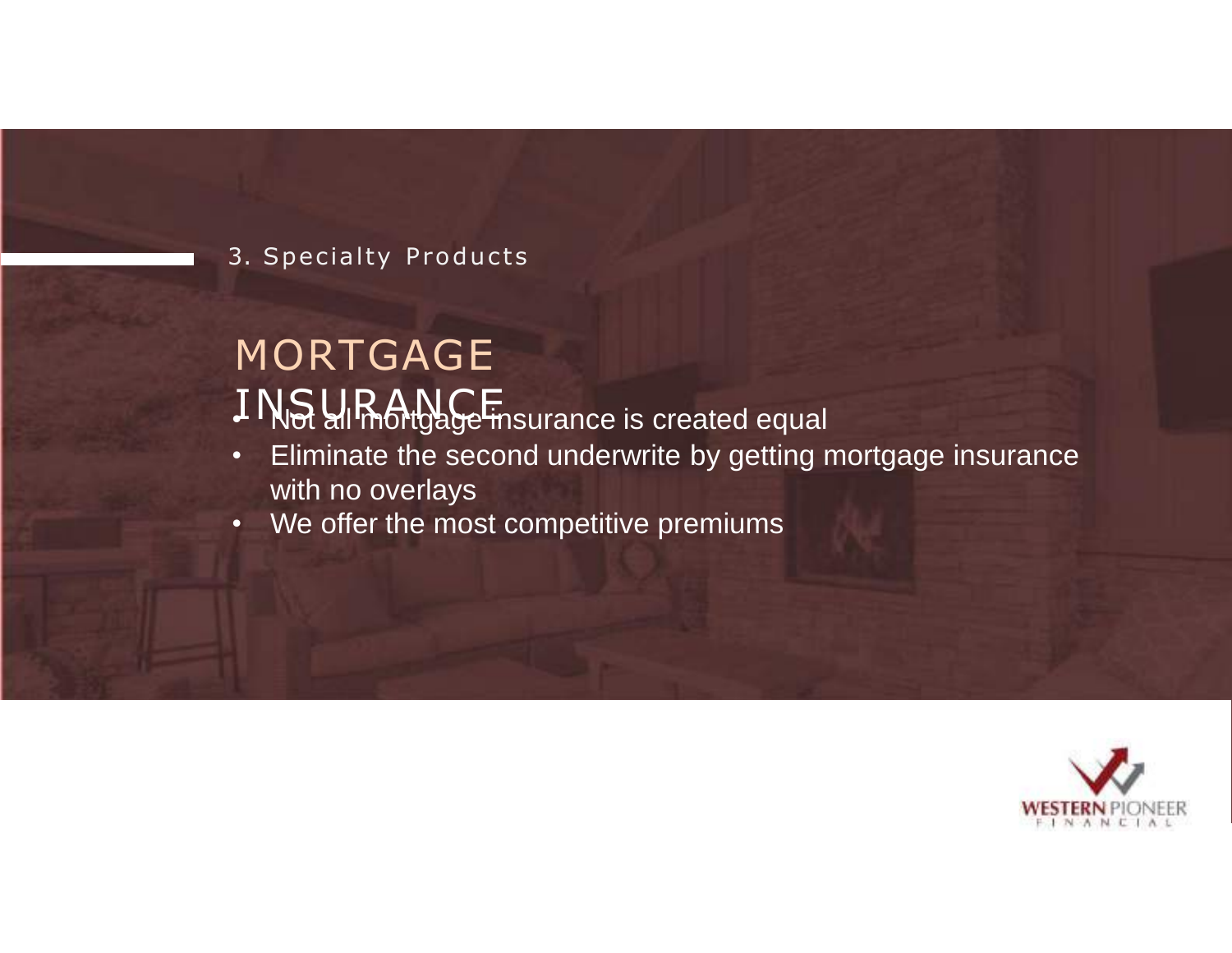3. Specialty Products

# MORTGAGE INSURANCE

- Not all mortgage insurance is created equal
- Eliminate the second underwrite by getting mortgage insurance with no overlays
- We offer the most competitive premiums

WESTERN PIONEER FINANCIAL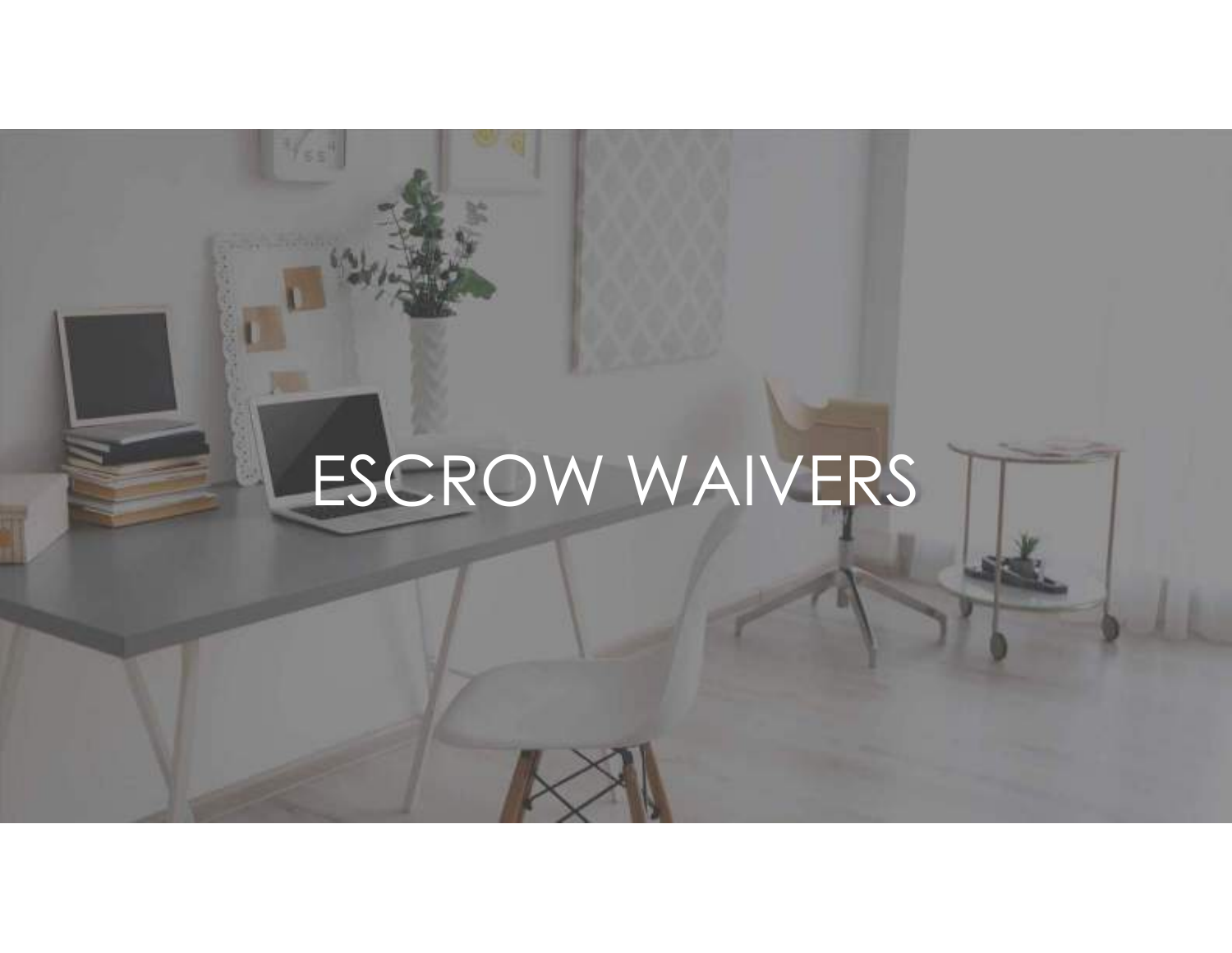# ESCROW WAIVERS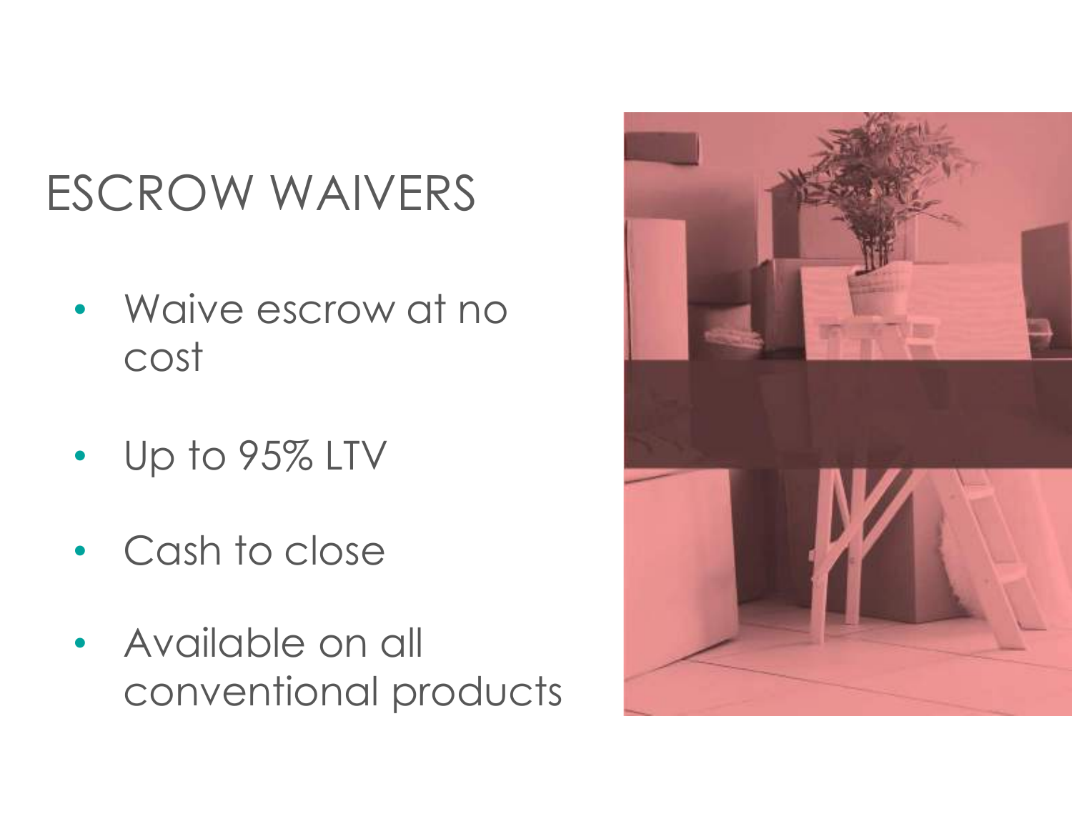# ESCROW WAIVERS

- Waive escrow at no cost
- Up to 95% LTV
- Cash to close
- Available on all conventional products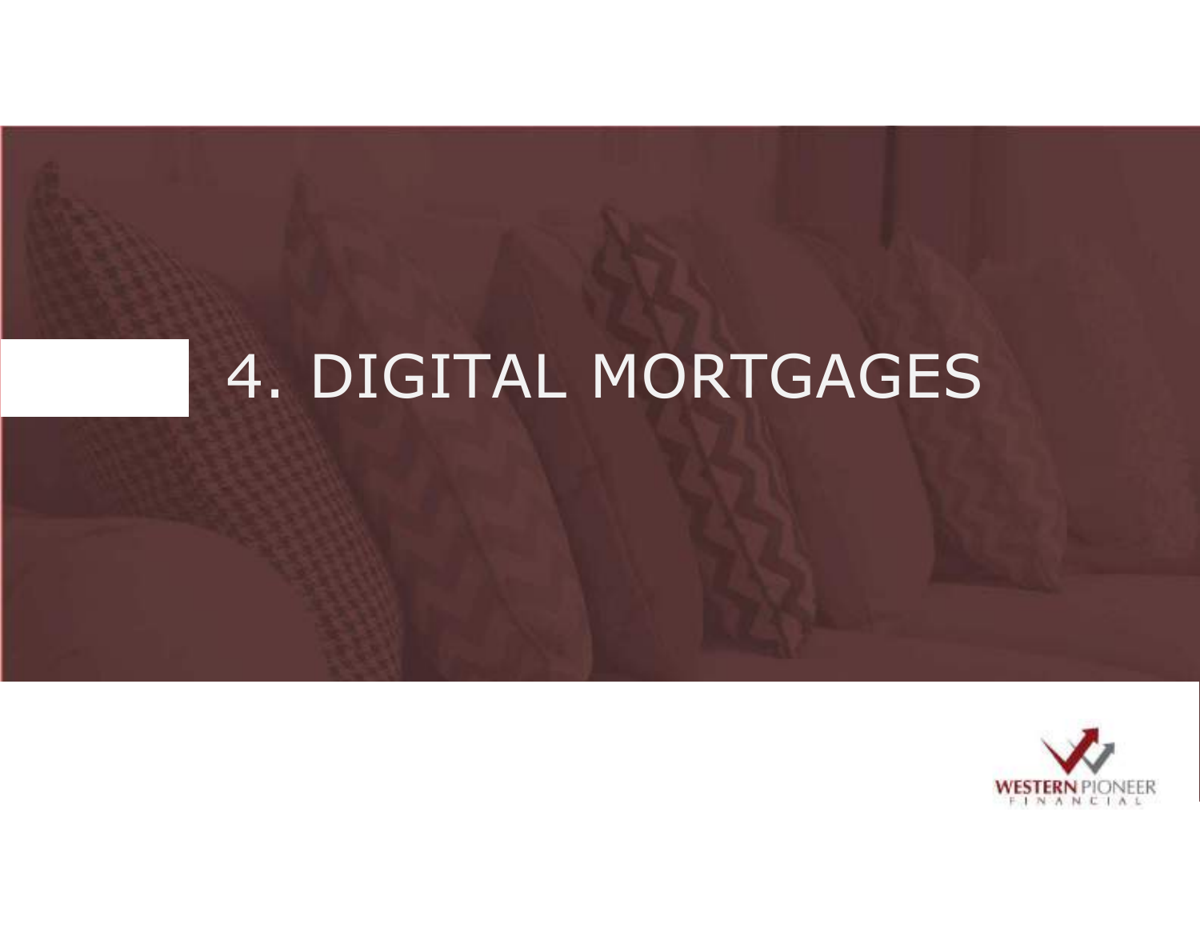# 4. DIGITAL MORTGAGES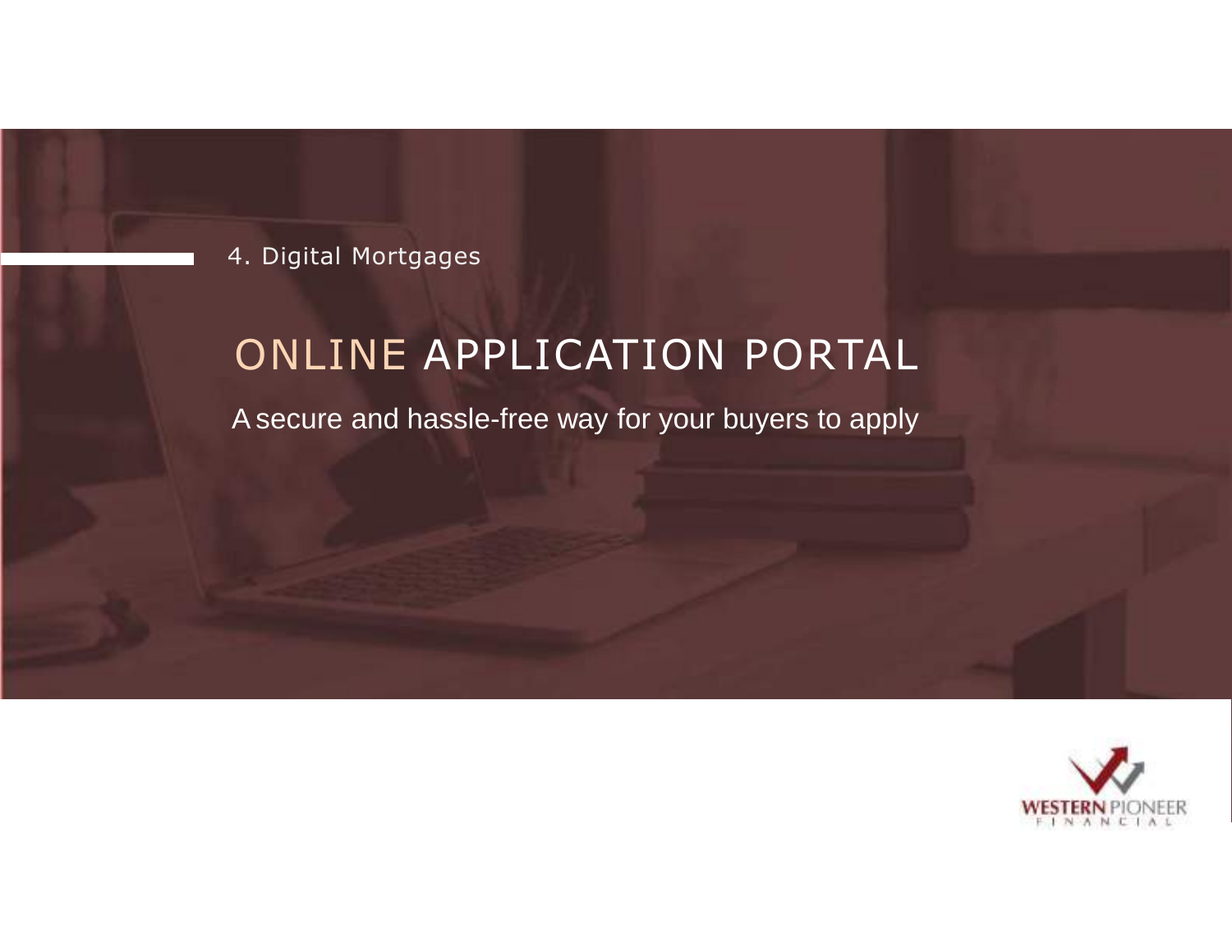4. Digital Mortgages

# ONLINE APPLICATION PORTAL

A secure and hassle-free way for your buyers to apply

WESTERN PIONEER FINANCIAL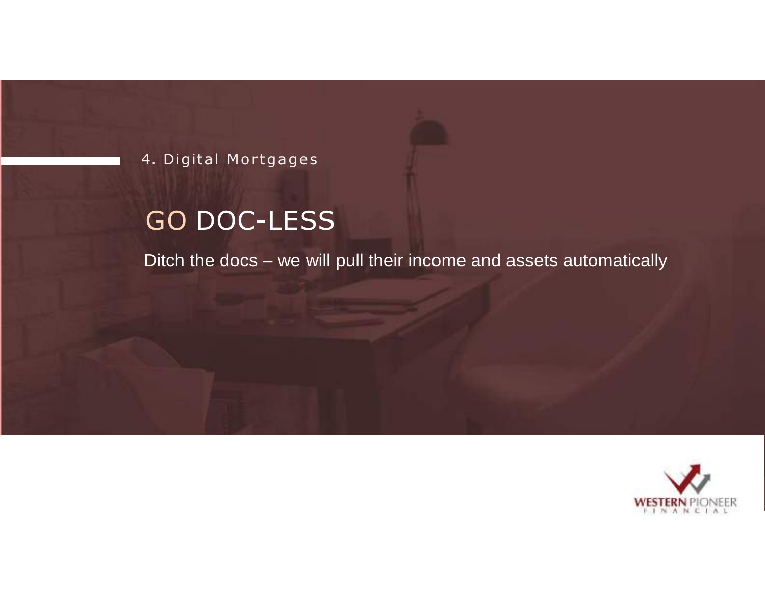4. Digital Mortgages

# GO DOC-LESS

Ditch the docs – we will pull their income and assets automatically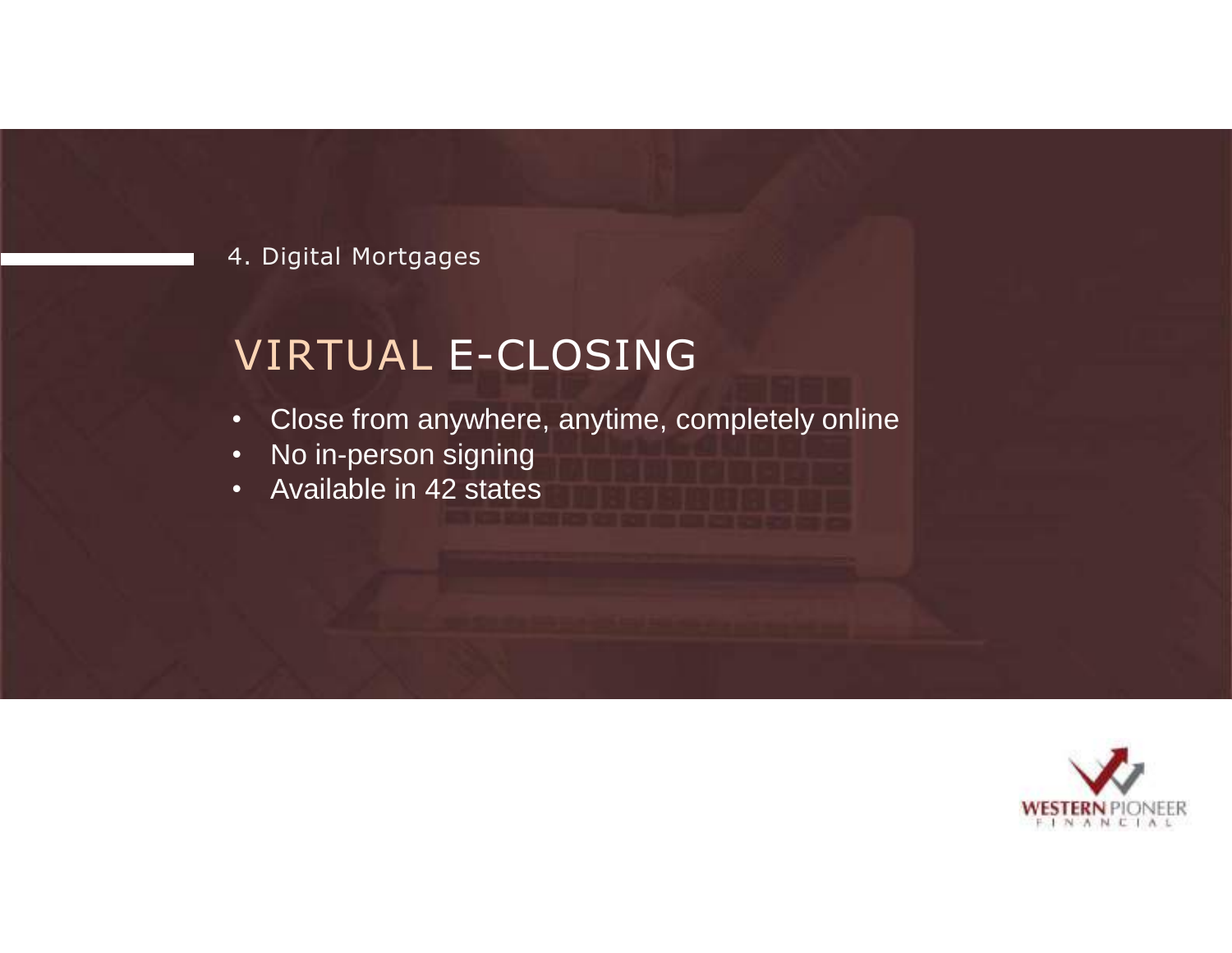4. Digital Mortgages

# VIRTUAL E-CLOSING

- Close from anywhere, anytime, completely online
- No in-person signing
- Available in 42 states

WESTERN PIONEER FINANCIAL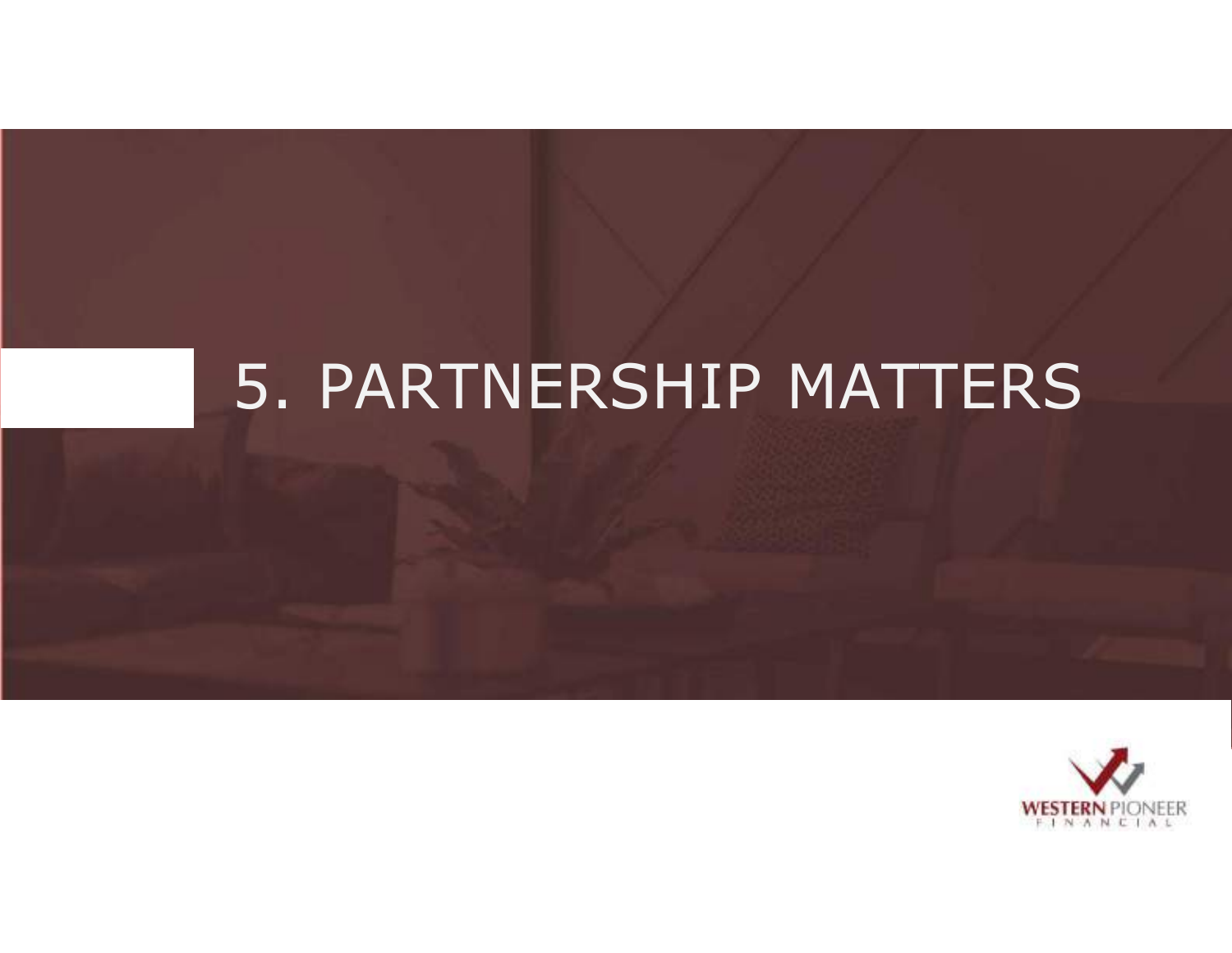# 5. PARTNERSHIP MATTERS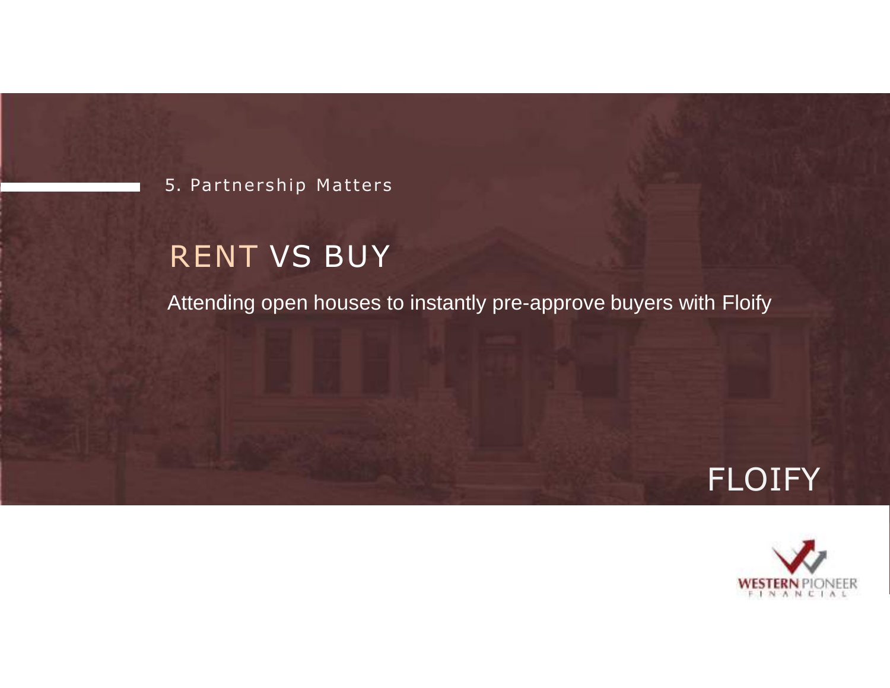5. Partnership Matters

# RENT VS BUY

Attending open houses to instantly pre-approve buyers with Floify

FLOIFY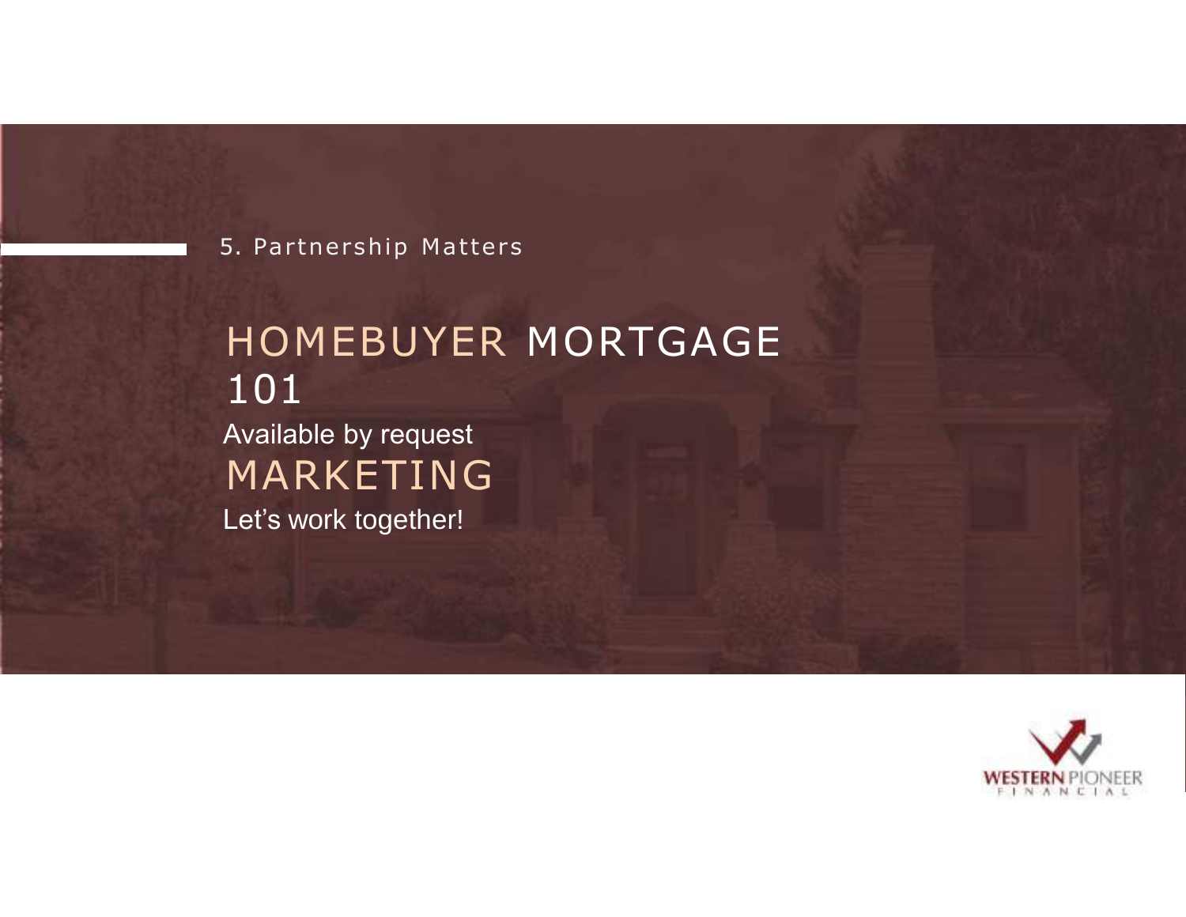5. Partnership Matters

## HOMEBUYER MORTGAGE 101

Available by request

## MARKETING

Let's work together!

WESTERN PIONEER FINANCIAL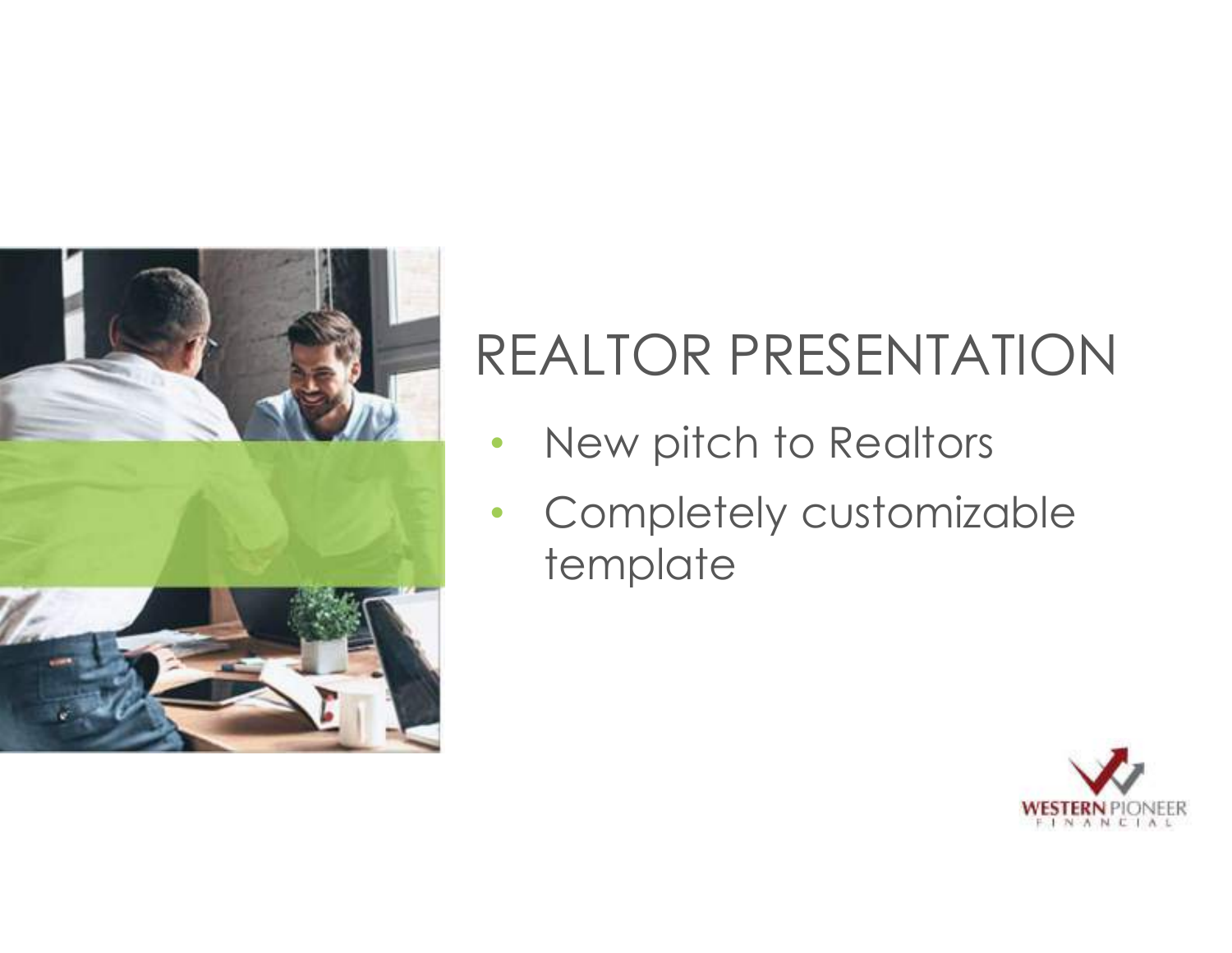# REALTOR PRESENTATION

- New pitch to Realtors
- Completely customizable template

WESTERN PIONEER FINANCIAL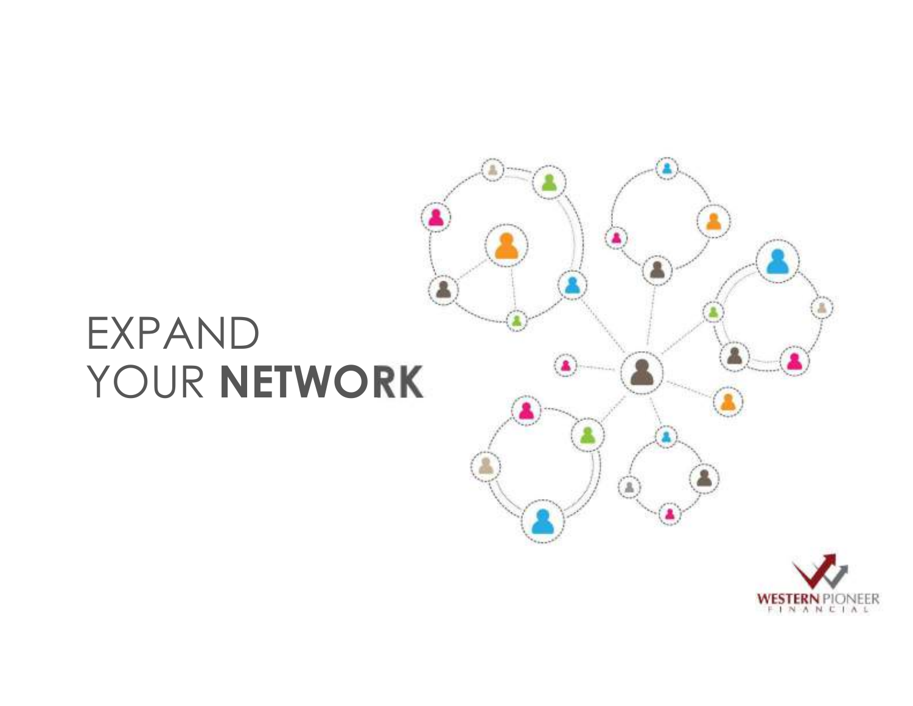# EXPAND YOUR **NETWORK**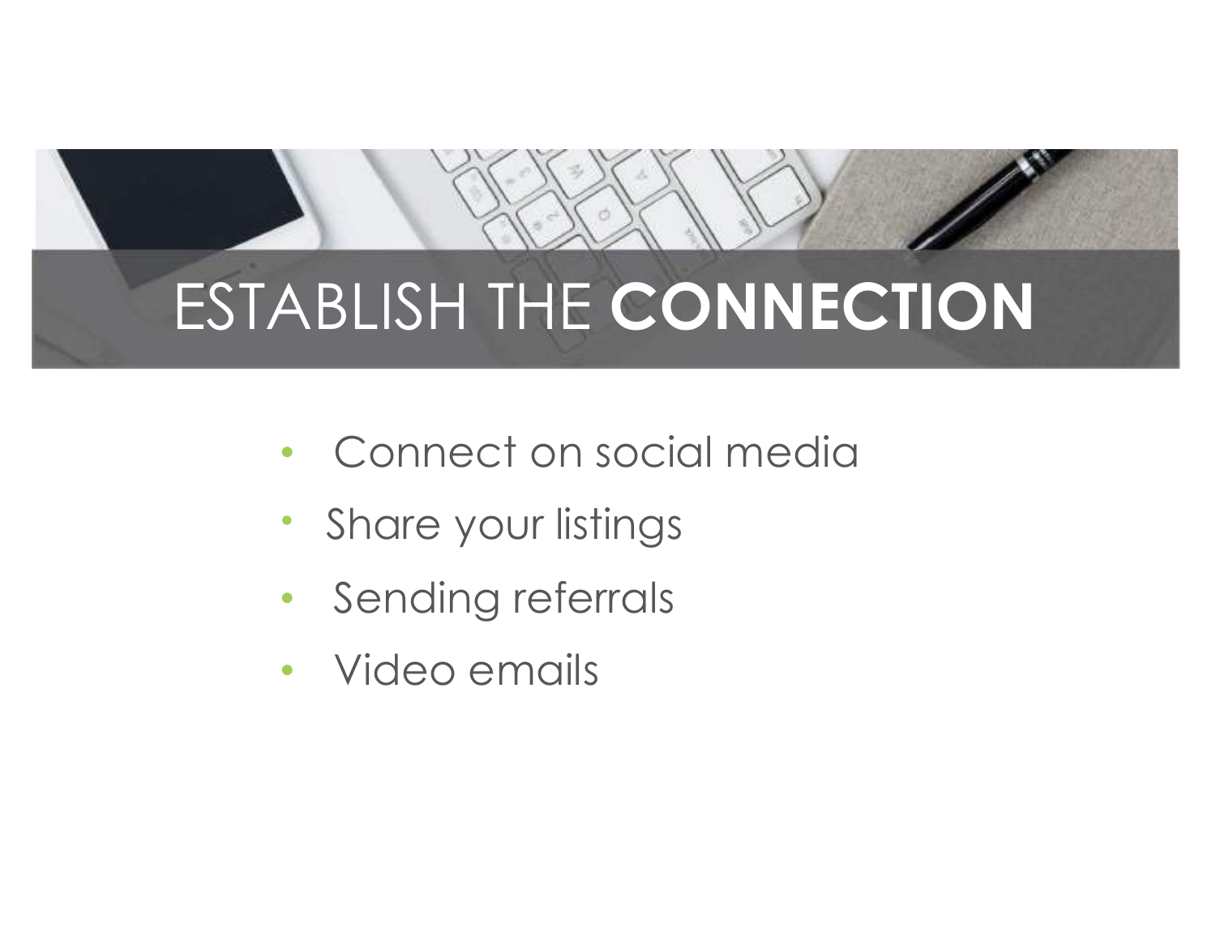# ESTABLISH THE **CONNECTION**

- Connect on social media
- Share your listings
- Sending referrals
- Video emails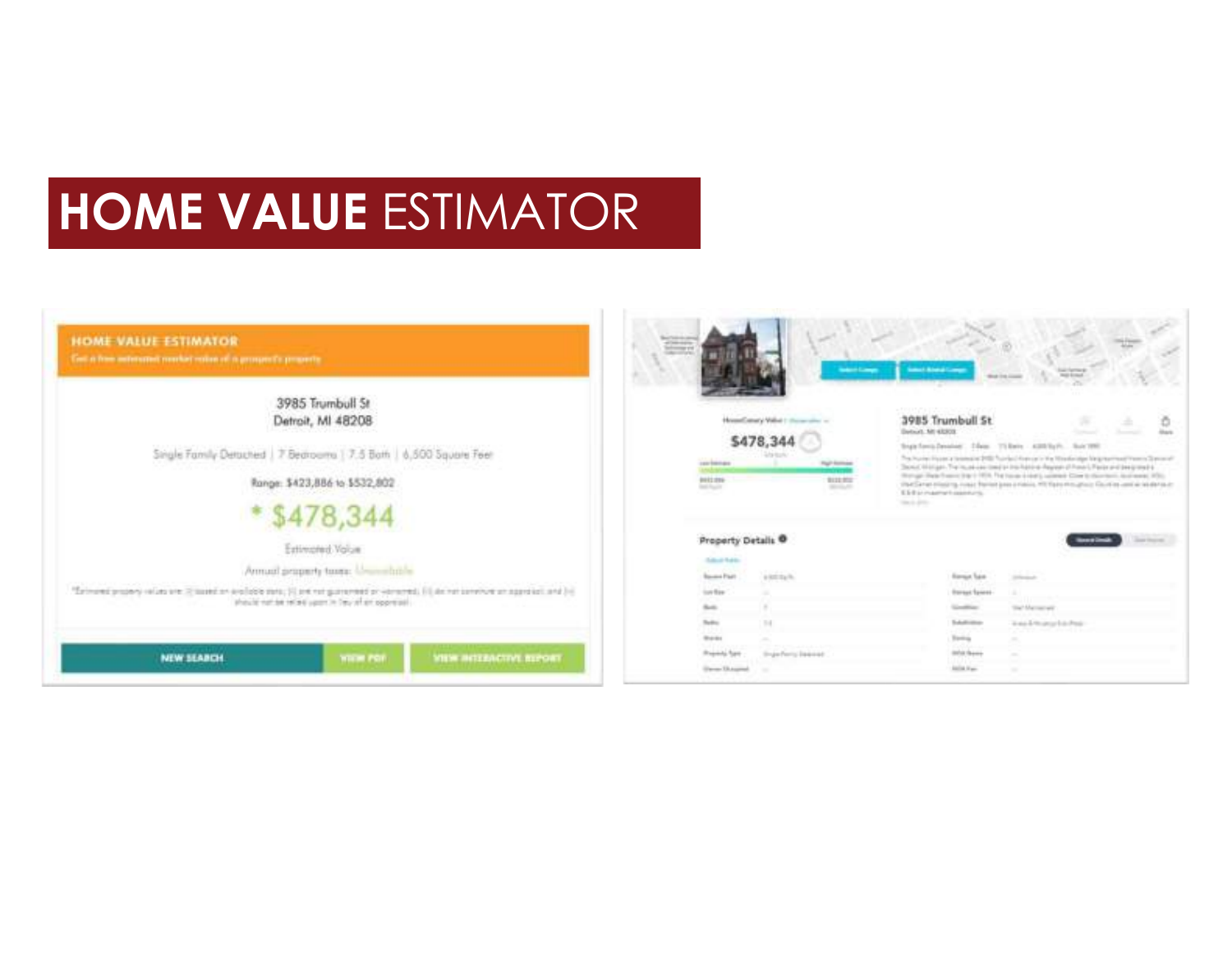# HOME VALUE ESTIMATOR

**HOME VALUE ESTIMATOR**

Get a free automated market value of a prospect's property

3985 Trumbull St
Detroit, MI 48208

Single Family Detached | 7 Bedrooms | 7.5 Bath | 6,500 Square Feet

Range: $423,886 to $532,802

\* $478,344

Estimated Value

Annual property taxes: Unavailable

NEW SEARCH | VIEW PDF | VIEW INTERACTIVE REPORT

$478,344

3985 Trumbull St

Property Details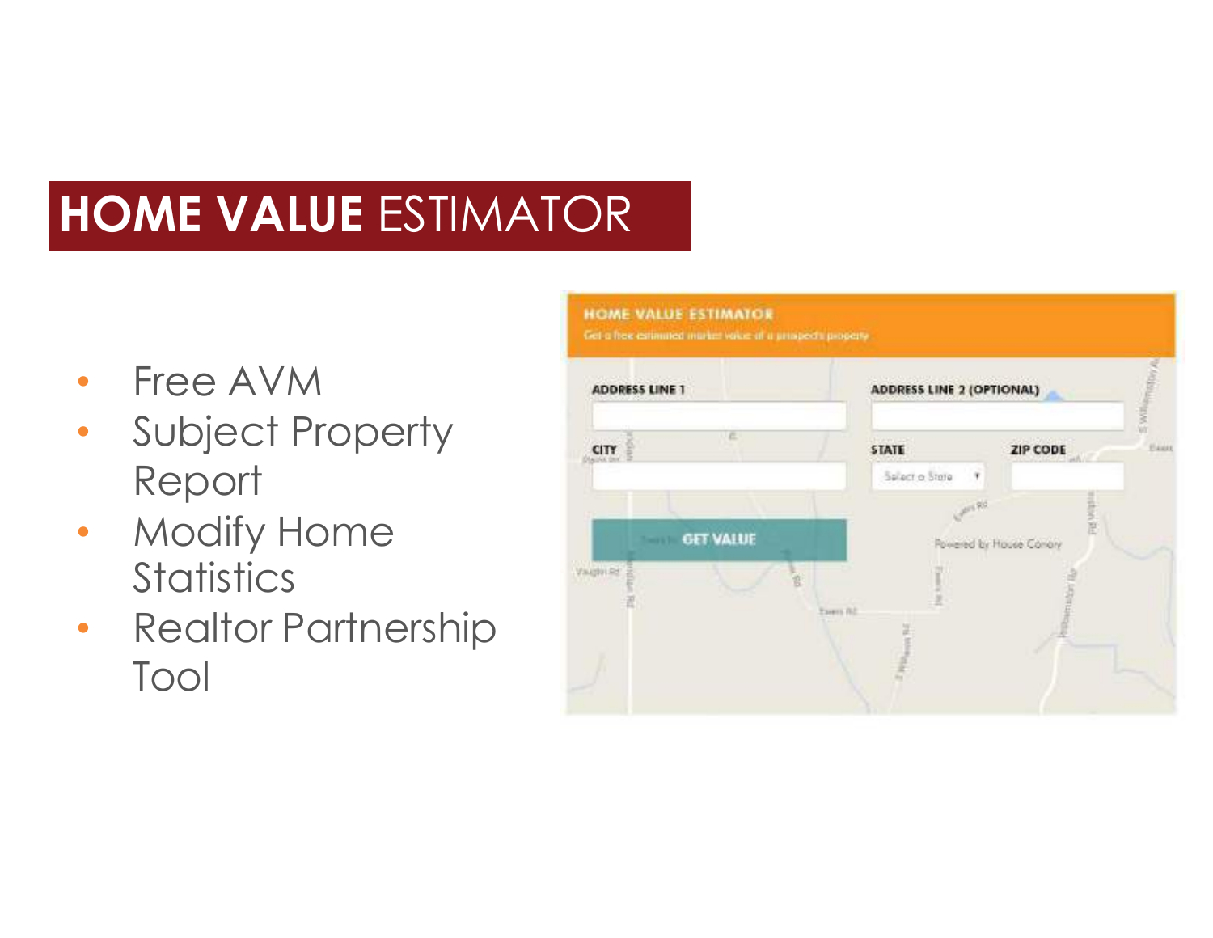# HOME VALUE ESTIMATOR

- Free AVM
- Subject Property Report
- Modify Home Statistics
- Realtor Partnership Tool

HOME VALUE ESTIMATOR

Get a free estimated market value of a prospect's property

ADDRESS LINE 1

ADDRESS LINE 2 (OPTIONAL)

CITY

STATE

ZIP CODE

Select a State

GET VALUE

Powered by House Canary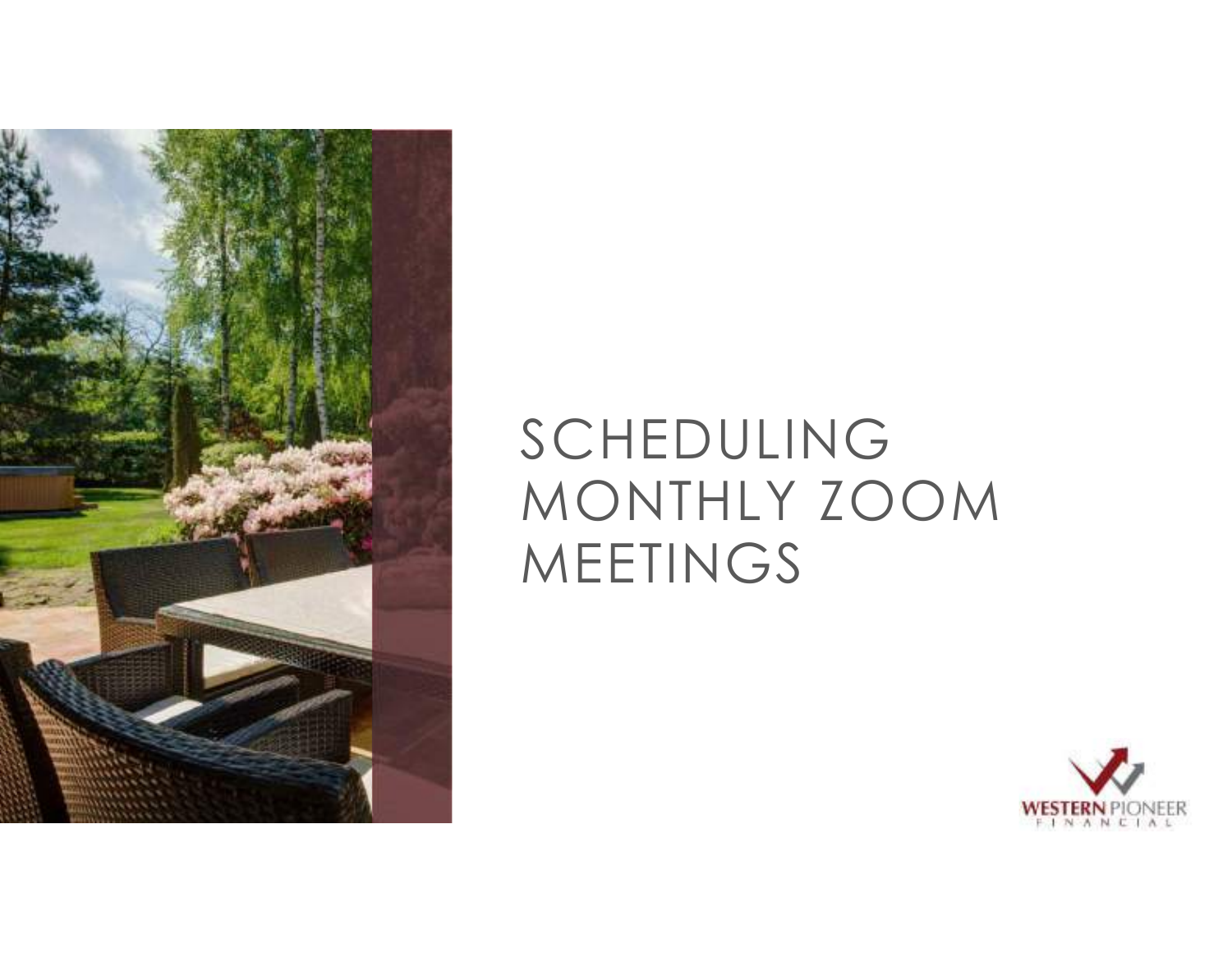# SCHEDULING MONTHLY ZOOM MEETINGS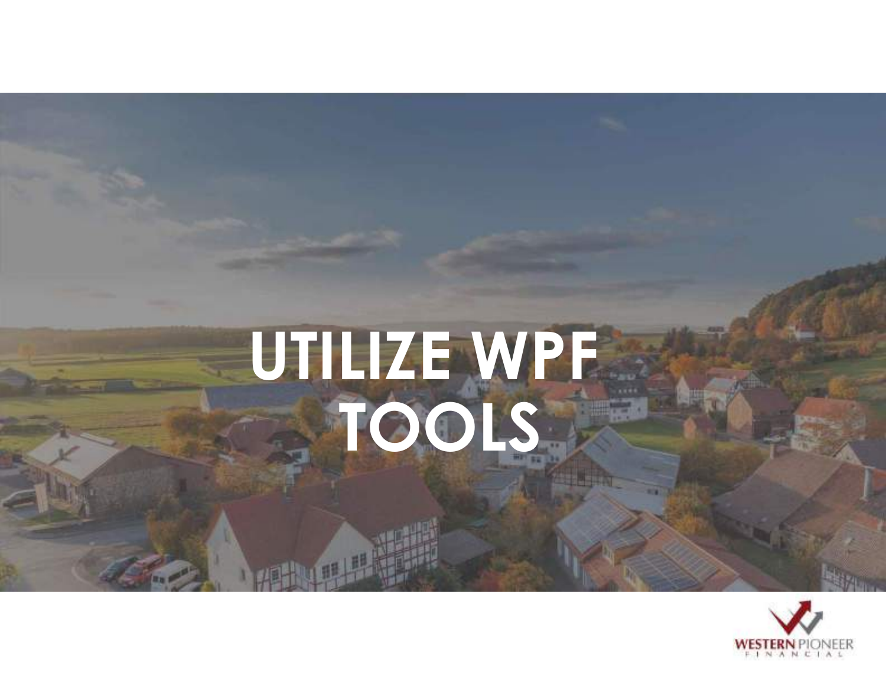# UTILIZE WPF TOOLS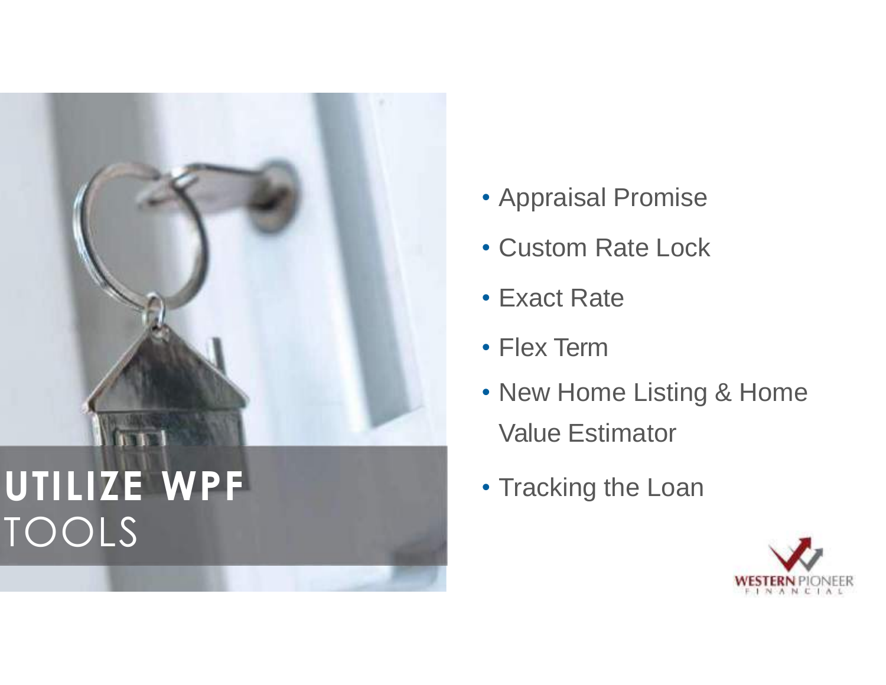# UTILIZE WPF TOOLS

- Appraisal Promise
- Custom Rate Lock
- Exact Rate
- Flex Term
- New Home Listing & Home Value Estimator
- Tracking the Loan

WESTERN PIONEER FINANCIAL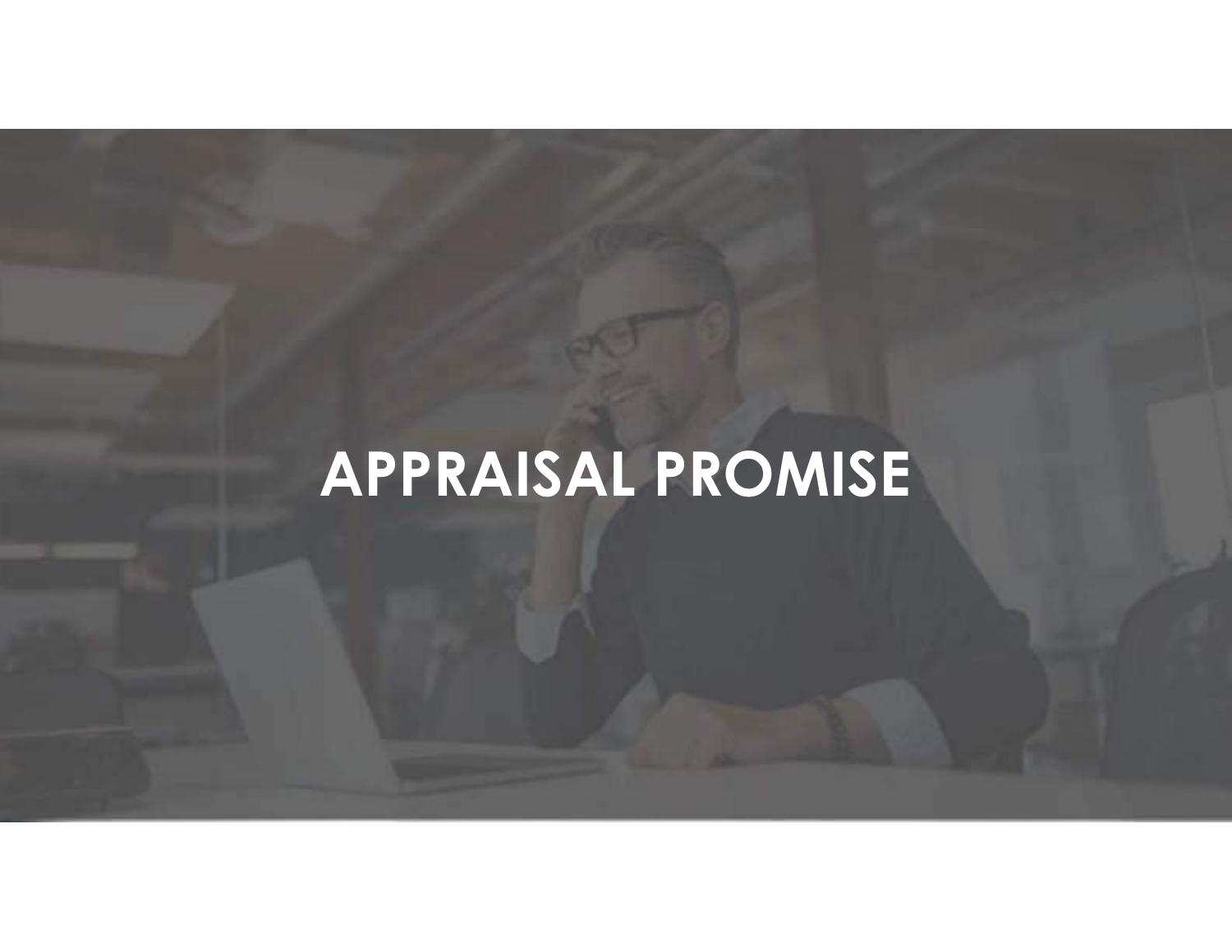# APPRAISAL PROMISE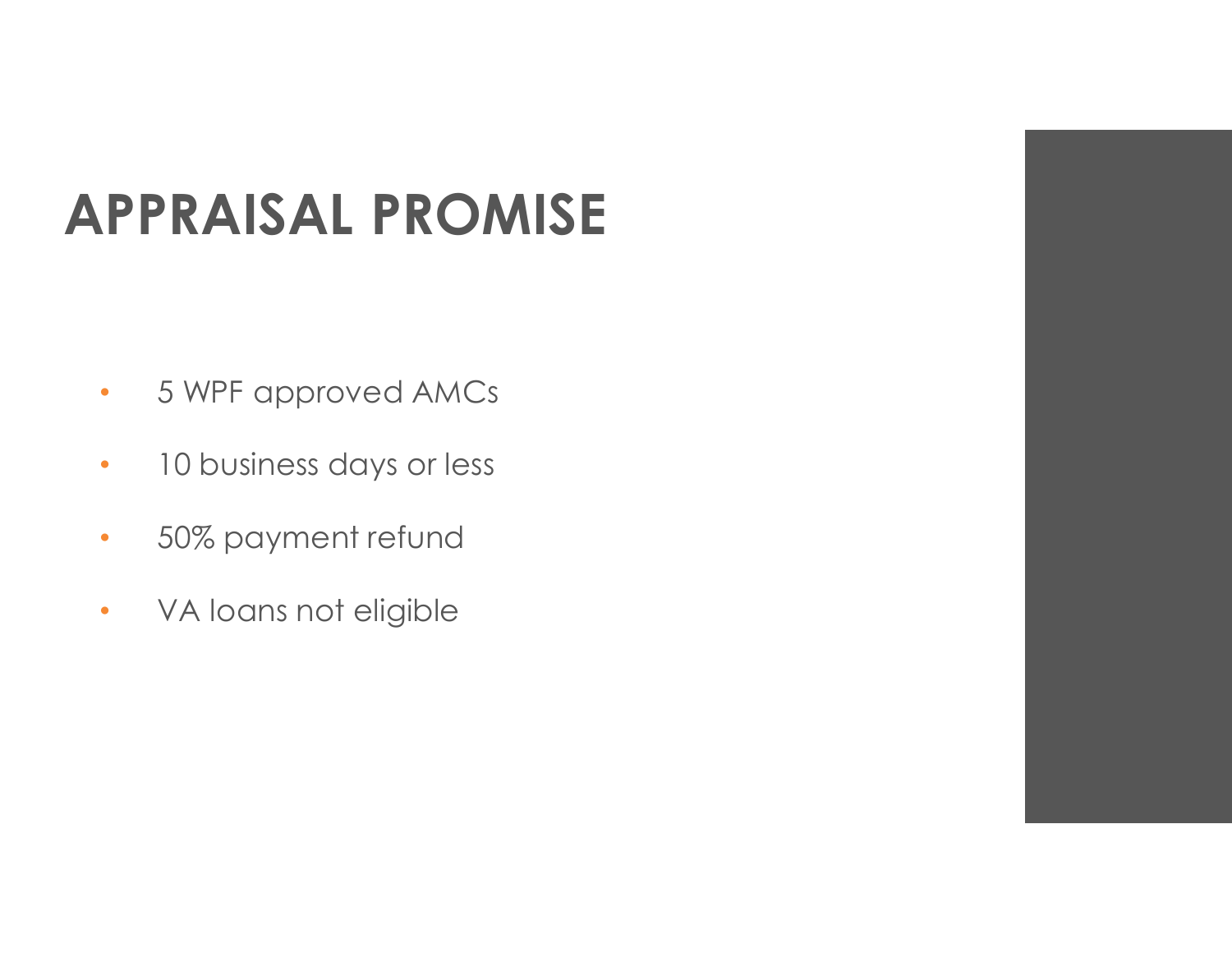# APPRAISAL PROMISE

- 5 WPF approved AMCs
- 10 business days or less
- 50% payment refund
- VA loans not eligible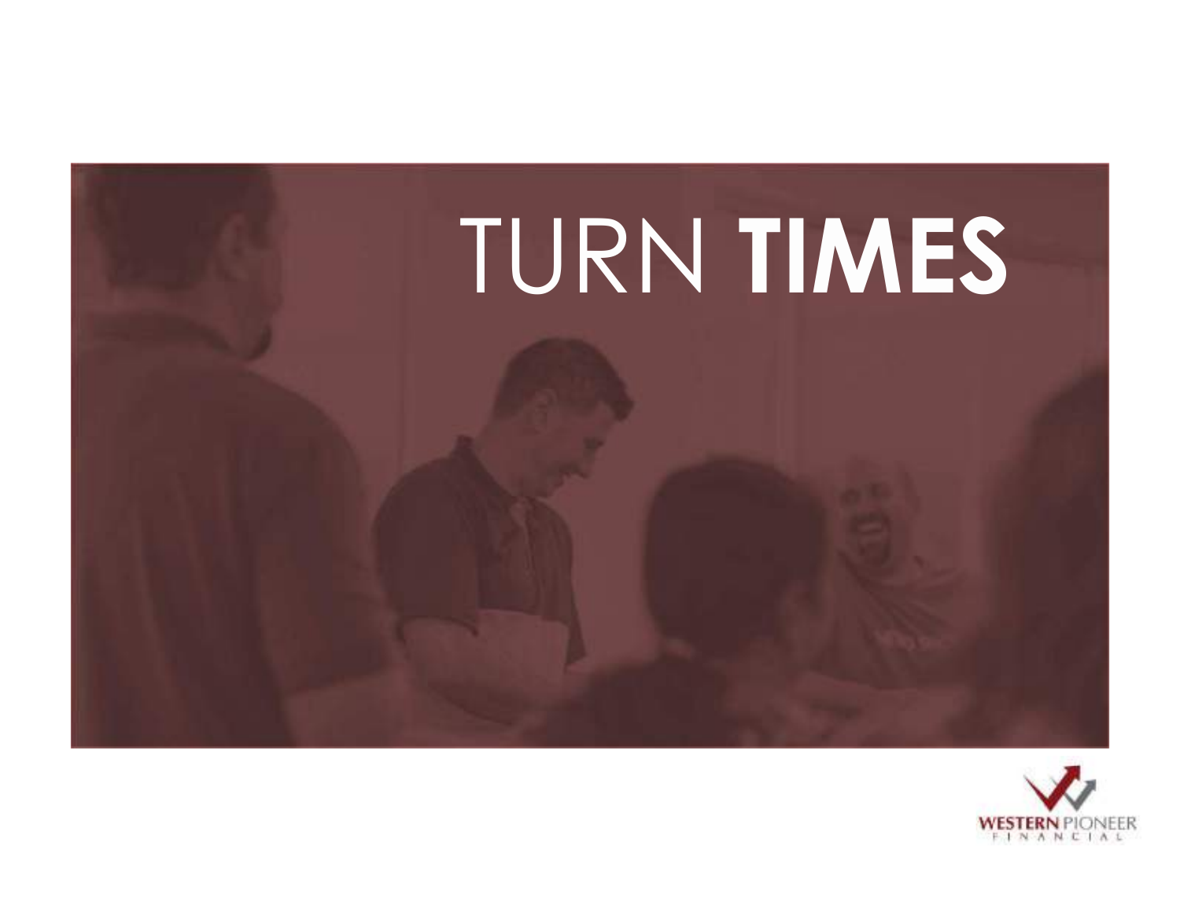# TURN **TIMES**

WESTERN PIONEER FINANCIAL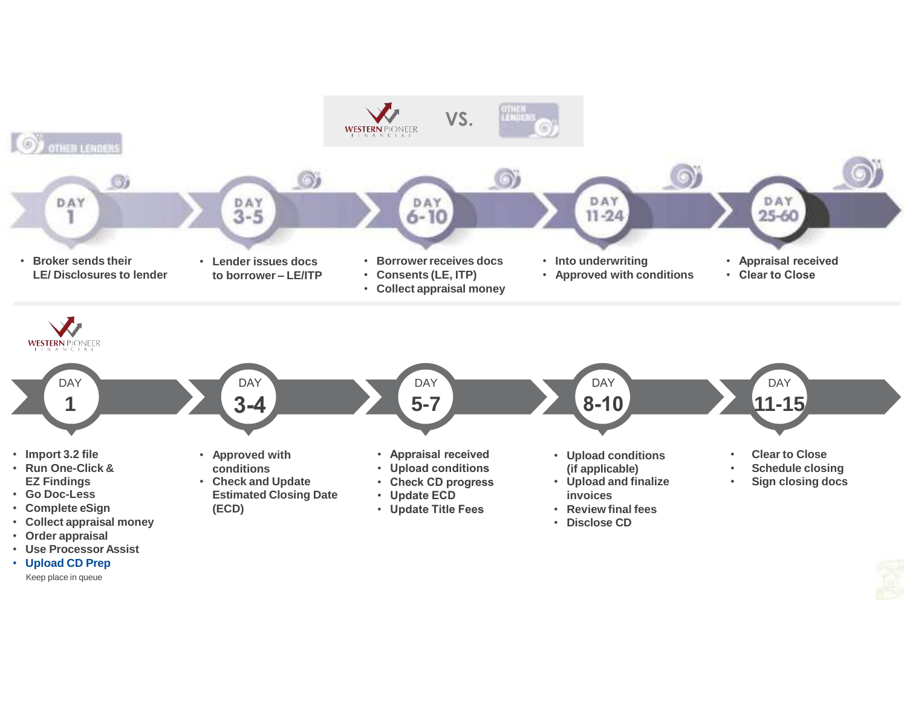# Western Pioneer Financial VS. Other Lenders

## Other Lenders

**DAY 1**
- Broker sends their LE/ Disclosures to lender

**DAY 3-5**
- Lender issues docs to borrower – LE/ITP

**DAY 6-10**
- Borrower receives docs
- Consents (LE, ITP)
- Collect appraisal money

**DAY 11-24**
- Into underwriting
- Approved with conditions

**DAY 25-60**
- Appraisal received
- Clear to Close

## Western Pioneer Financial

**DAY 1**
- Import 3.2 file
- Run One-Click & EZ Findings
- Go Doc-Less
- Complete eSign
- Collect appraisal money
- Order appraisal
- Use Processor Assist
- Upload CD Prep

Keep place in queue

**DAY 3-4**
- Approved with conditions
- Check and Update Estimated Closing Date (ECD)

**DAY 5-7**
- Appraisal received
- Upload conditions
- Check CD progress
- Update ECD
- Update Title Fees

**DAY 8-10**
- Upload conditions (if applicable)
- Upload and finalize invoices
- Review final fees
- Disclose CD

**DAY 11-15**
- Clear to Close
- Schedule closing
- Sign closing docs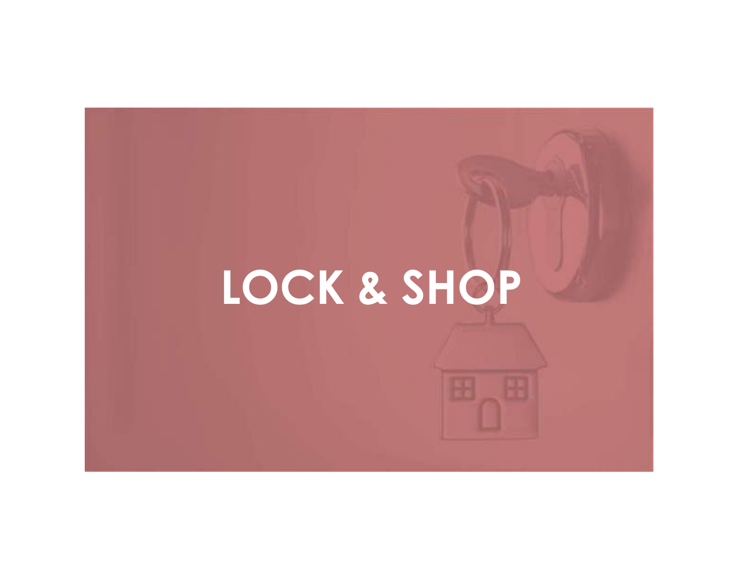# LOCK & SHOP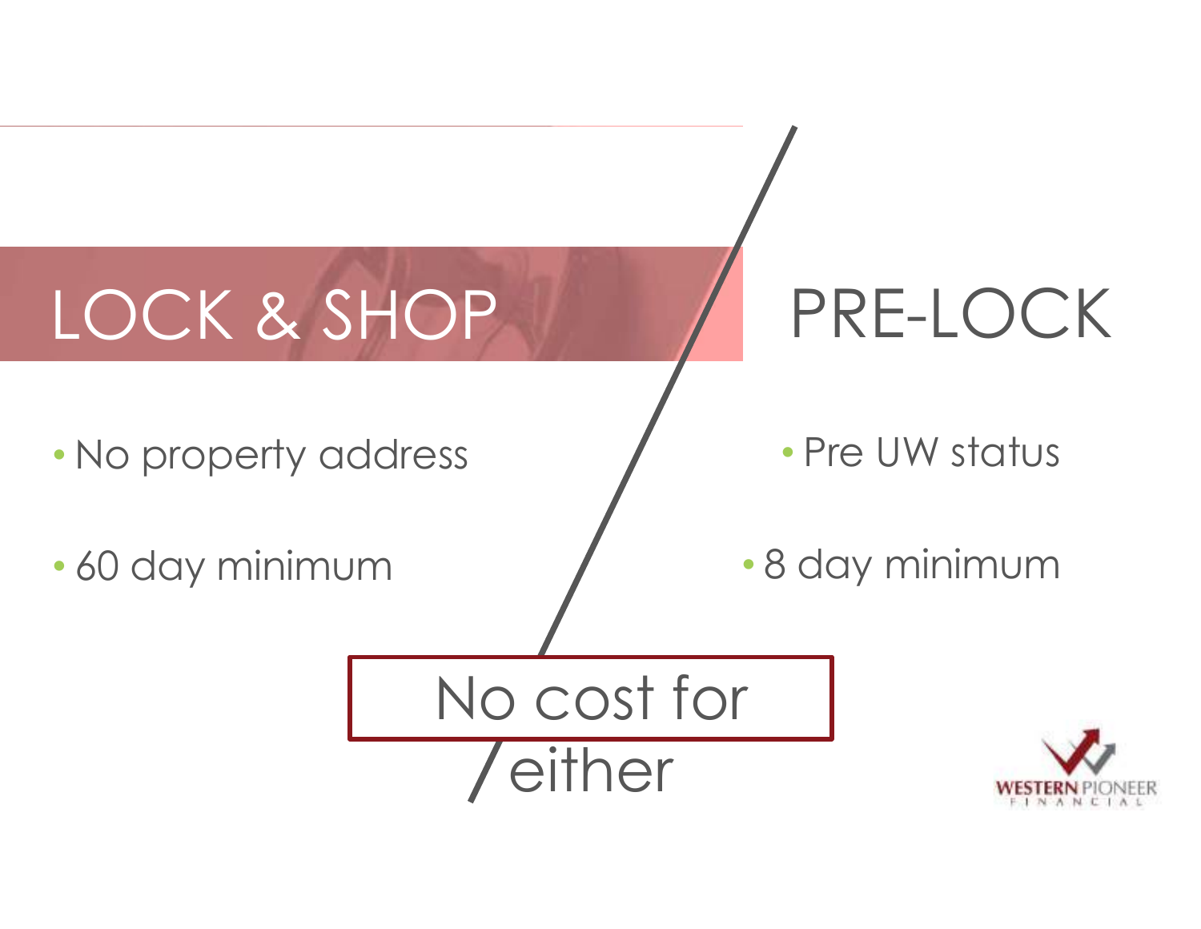## LOCK & SHOP

- No property address
- 60 day minimum

## PRE-LOCK

- Pre UW status
- 8 day minimum

**No cost for either**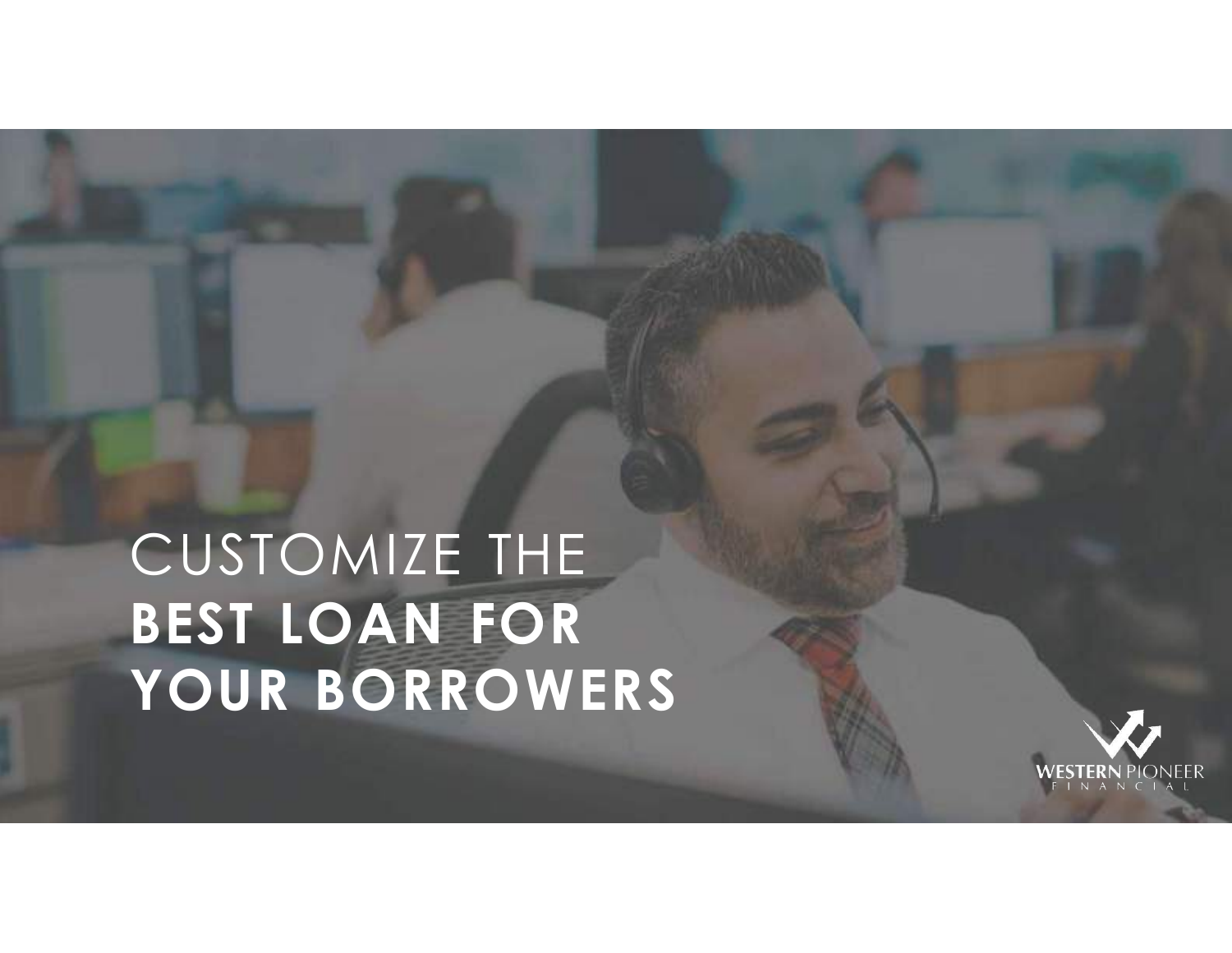CUSTOMIZE THE
**BEST LOAN FOR YOUR BORROWERS**

WESTERN PIONEER
FINANCIAL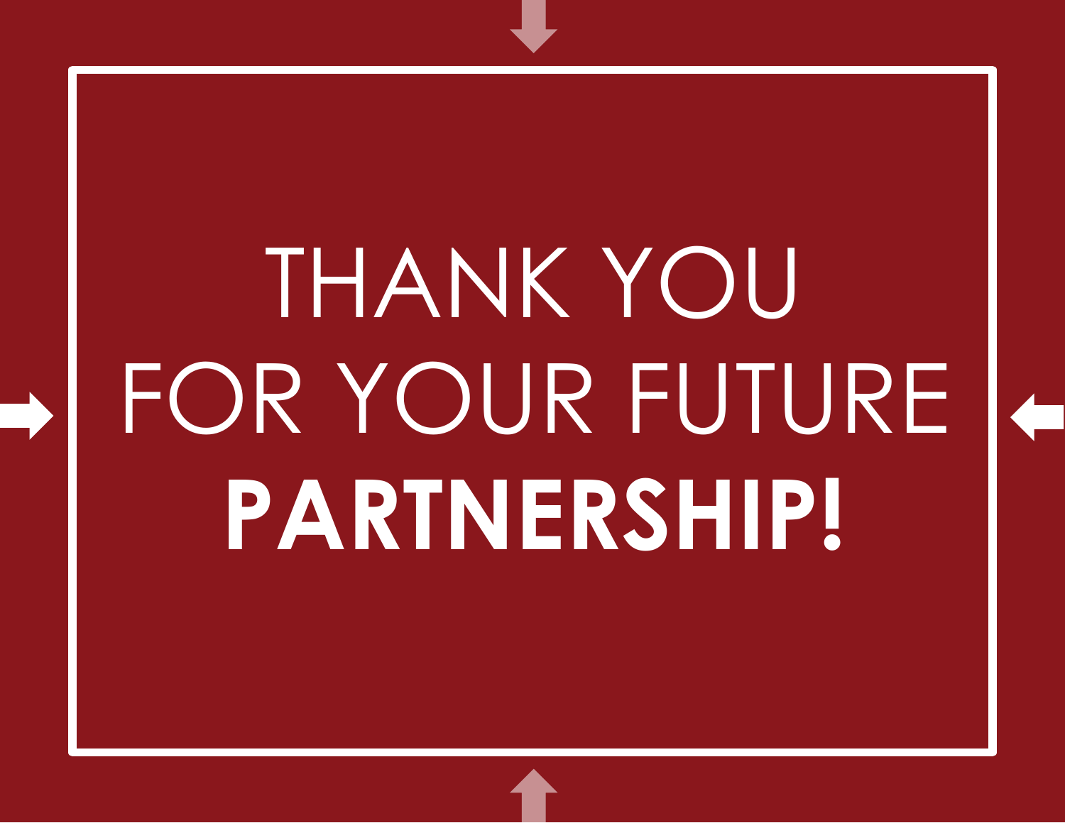THANK YOU

FOR YOUR FUTURE

**PARTNERSHIP!**